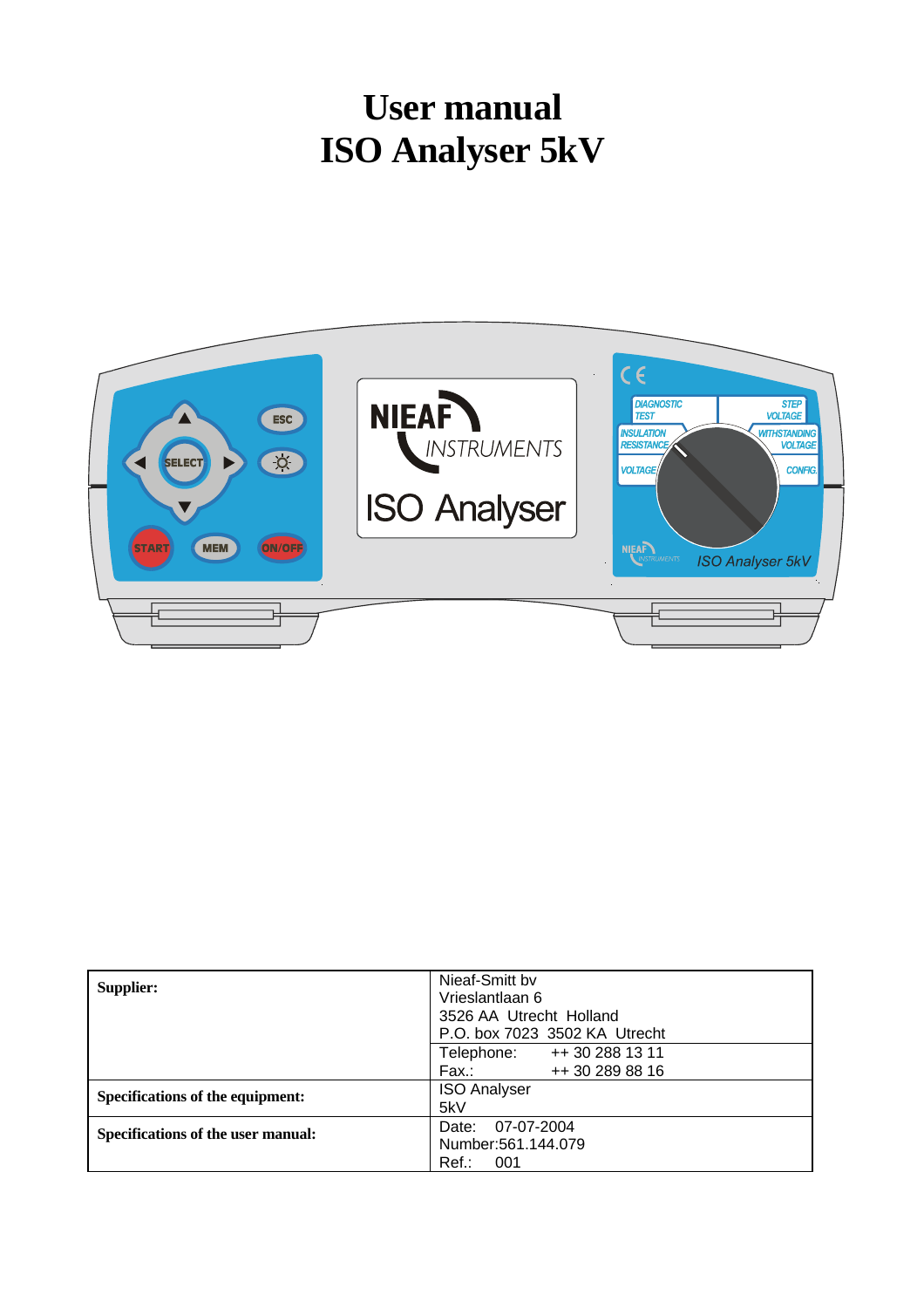# User manual
# ISO Analyser 5kV

| **Supplier:** | Nieaf-Smitt bv<br>Vrieslantlaan 6<br>3526 AA Utrecht Holland<br>P.O. box 7023 3502 KA Utrecht<br>Telephone: ++ 30 288 13 11<br>Fax.: ++ 30 289 88 16 |
|---|---|
| **Specifications of the equipment:** | ISO Analyser<br>5kV |
| **Specifications of the user manual:** | Date: 07-07-2004<br>Number:561.144.079<br>Ref.: 001 |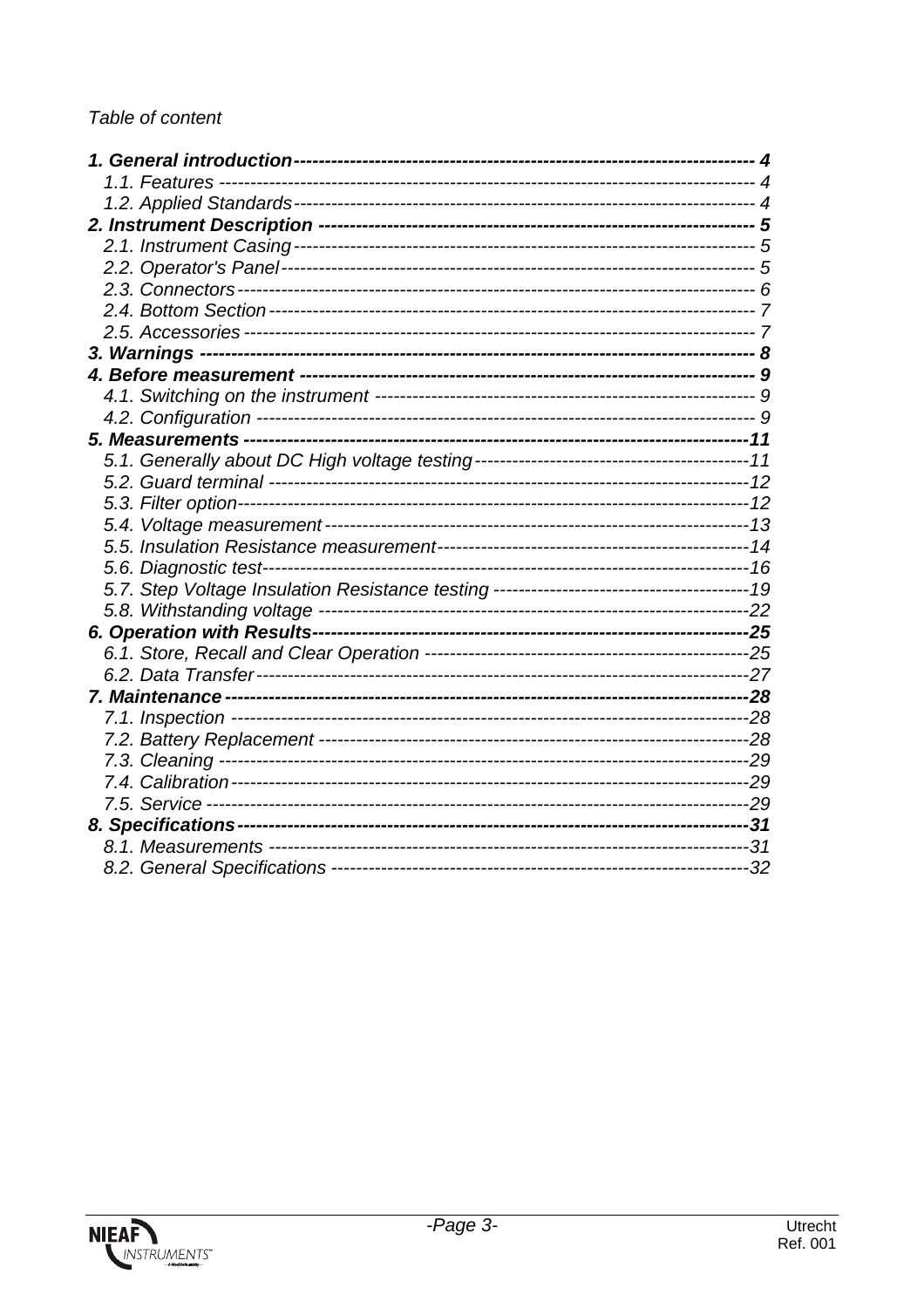*Table of content*

| | |
|---|---|
| ***1. General introduction*** | ***4*** |
| *1.1. Features* | *4* |
| *1.2. Applied Standards* | *4* |
| ***2. Instrument Description*** | ***5*** |
| *2.1. Instrument Casing* | *5* |
| *2.2. Operator's Panel* | *5* |
| *2.3. Connectors* | *6* |
| *2.4. Bottom Section* | *7* |
| *2.5. Accessories* | *7* |
| ***3. Warnings*** | ***8*** |
| ***4. Before measurement*** | ***9*** |
| *4.1. Switching on the instrument* | *9* |
| *4.2. Configuration* | *9* |
| ***5. Measurements*** | ***11*** |
| *5.1. Generally about DC High voltage testing* | *11* |
| *5.2. Guard terminal* | *12* |
| *5.3. Filter option* | *12* |
| *5.4. Voltage measurement* | *13* |
| *5.5. Insulation Resistance measurement* | *14* |
| *5.6. Diagnostic test* | *16* |
| *5.7. Step Voltage Insulation Resistance testing* | *19* |
| *5.8. Withstanding voltage* | *22* |
| ***6. Operation with Results*** | ***25*** |
| *6.1. Store, Recall and Clear Operation* | *25* |
| *6.2. Data Transfer* | *27* |
| ***7. Maintenance*** | ***28*** |
| *7.1. Inspection* | *28* |
| *7.2. Battery Replacement* | *28* |
| *7.3. Cleaning* | *29* |
| *7.4. Calibration* | *29* |
| *7.5. Service* | *29* |
| ***8. Specifications*** | ***31*** |
| *8.1. Measurements* | *31* |
| *8.2. General Specifications* | *32* |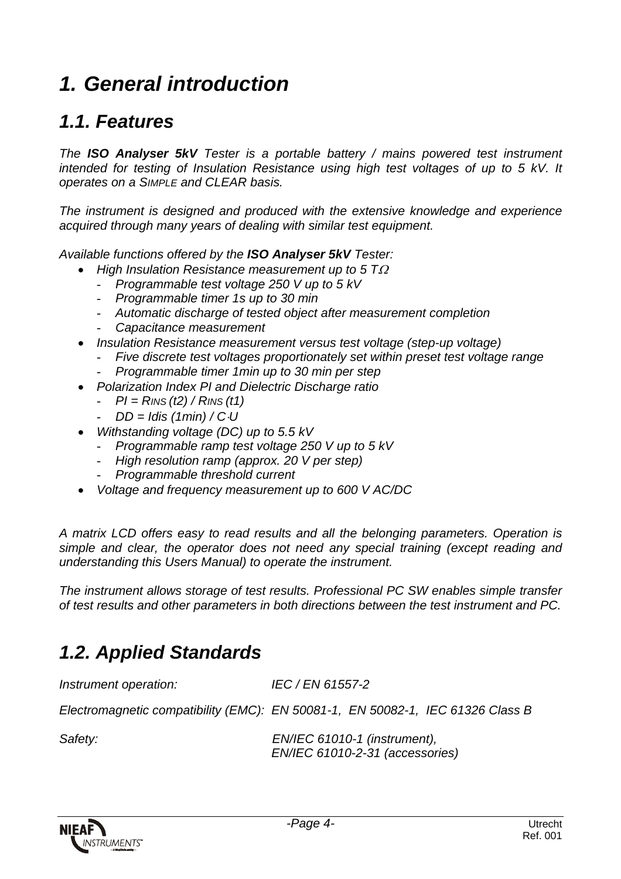# 1. General introduction

## 1.1. Features

*The **ISO Analyser 5kV** Tester is a portable battery / mains powered test instrument intended for testing of Insulation Resistance using high test voltages of up to 5 kV. It operates on a SIMPLE and CLEAR basis.*

*The instrument is designed and produced with the extensive knowledge and experience acquired through many years of dealing with similar test equipment.*

*Available functions offered by the **ISO Analyser 5kV** Tester:*

- *High Insulation Resistance measurement up to 5 TΩ*
  - *Programmable test voltage 250 V up to 5 kV*
  - *Programmable timer 1s up to 30 min*
  - *Automatic discharge of tested object after measurement completion*
  - *Capacitance measurement*
- *Insulation Resistance measurement versus test voltage (step-up voltage)*
  - *Five discrete test voltages proportionately set within preset test voltage range*
  - *Programmable timer 1min up to 30 min per step*
- *Polarization Index PI and Dielectric Discharge ratio*
  - $PI = R_{INS}(t2) / R_{INS}(t1)$
  - $DD = Idis(1min) / C \cdot U$
- *Withstanding voltage (DC) up to 5.5 kV*
  - *Programmable ramp test voltage 250 V up to 5 kV*
  - *High resolution ramp (approx. 20 V per step)*
  - *Programmable threshold current*
- *Voltage and frequency measurement up to 600 V AC/DC*

*A matrix LCD offers easy to read results and all the belonging parameters. Operation is simple and clear, the operator does not need any special training (except reading and understanding this Users Manual) to operate the instrument.*

*The instrument allows storage of test results. Professional PC SW enables simple transfer of test results and other parameters in both directions between the test instrument and PC.*

## 1.2. Applied Standards

| | |
|---|---|
| *Instrument operation:* | *IEC / EN 61557-2* |
| *Electromagnetic compatibility (EMC):* | *EN 50081-1, EN 50082-1, IEC 61326 Class B* |
| *Safety:* | *EN/IEC 61010-1 (instrument),*<br>*EN/IEC 61010-2-31 (accessories)* |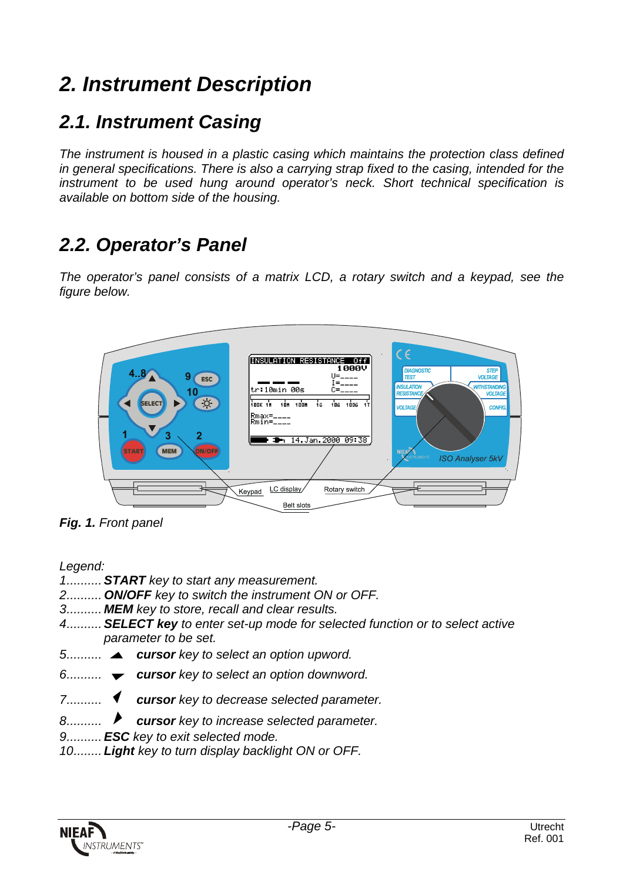# 2. Instrument Description

## 2.1. Instrument Casing

*The instrument is housed in a plastic casing which maintains the protection class defined in general specifications. There is also a carrying strap fixed to the casing, intended for the instrument to be used hung around operator's neck. Short technical specification is available on bottom side of the housing.*

## 2.2. Operator's Panel

*The operator's panel consists of a matrix LCD, a rotary switch and a keypad, see the figure below.*

***Fig. 1.** Front panel*

*Legend:*

1.......... ***START*** *key to start any measurement.*
2.......... ***ON/OFF*** *key to switch the instrument ON or OFF.*
3.......... ***MEM*** *key to store, recall and clear results.*
4.......... ***SELECT key*** *to enter set-up mode for selected function or to select active parameter to be set.*
5.......... ▲ ***cursor*** *key to select an option upword.*
6.......... ▼ ***cursor*** *key to select an option downword.*
7.......... ◀ ***cursor*** *key to decrease selected parameter.*
8.......... ▶ ***cursor*** *key to increase selected parameter.*
9.......... ***ESC*** *key to exit selected mode.*
10........ ***Light*** *key to turn display backlight ON or OFF.*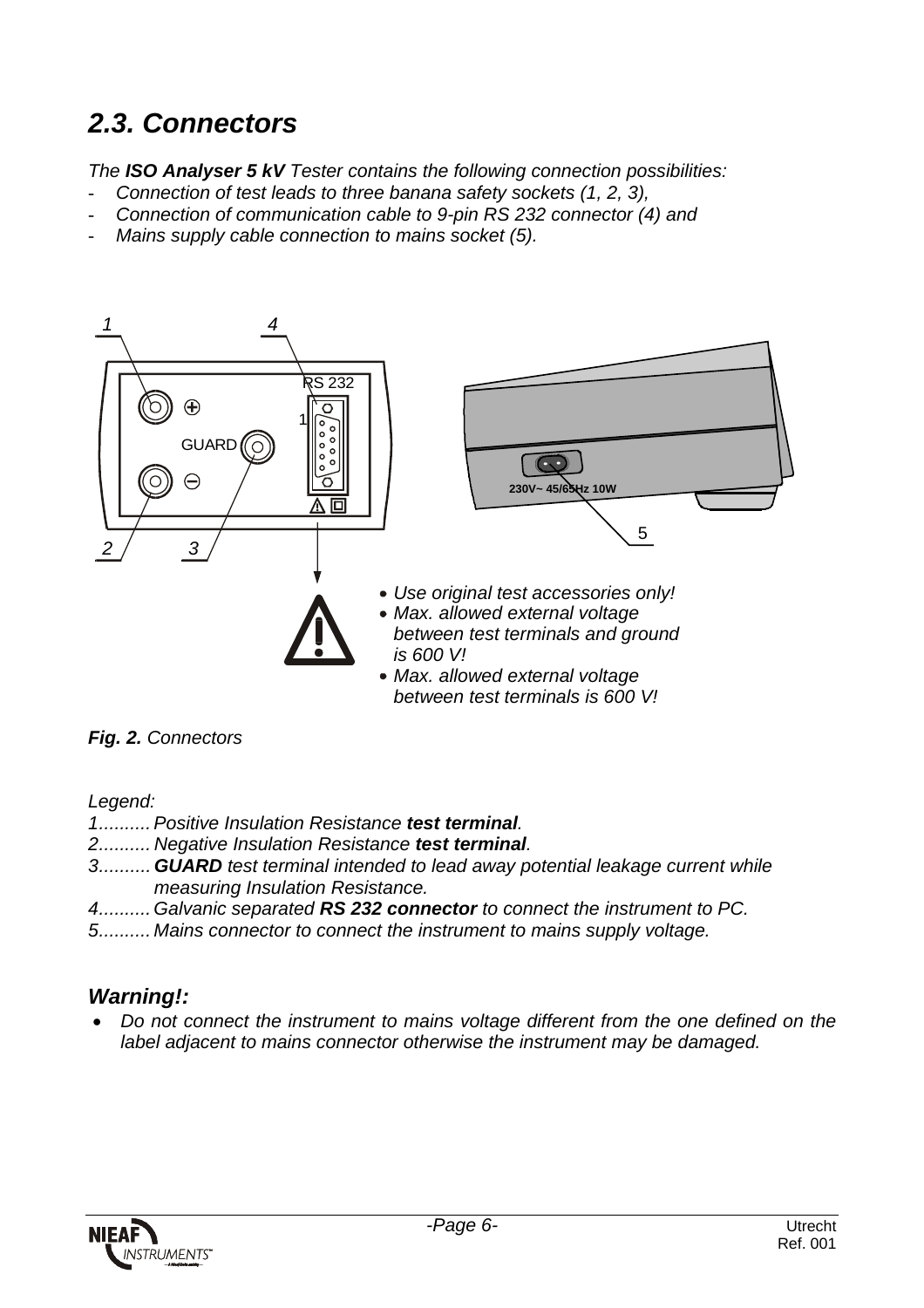## 2.3. Connectors

*The **ISO Analyser 5 kV** Tester contains the following connection possibilities:*

- *Connection of test leads to three banana safety sockets (1, 2, 3),*
- *Connection of communication cable to 9-pin RS 232 connector (4) and*
- *Mains supply cable connection to mains socket (5).*

1 4 RS 232 1 GUARD 2 3 230V~ 45/65Hz 10W 5

- *Use original test accessories only!*
- *Max. allowed external voltage between test terminals and ground is 600 V!*
- *Max. allowed external voltage between test terminals is 600 V!*

***Fig. 2.** Connectors*

*Legend:*

*1.......... Positive Insulation Resistance **test terminal**.*

*2.......... Negative Insulation Resistance **test terminal**.*

*3.......... **GUARD** test terminal intended to lead away potential leakage current while measuring Insulation Resistance.*

*4.......... Galvanic separated **RS 232 connector** to connect the instrument to PC.*

*5.......... Mains connector to connect the instrument to mains supply voltage.*

### *Warning!:*

- *Do not connect the instrument to mains voltage different from the one defined on the label adjacent to mains connector otherwise the instrument may be damaged.*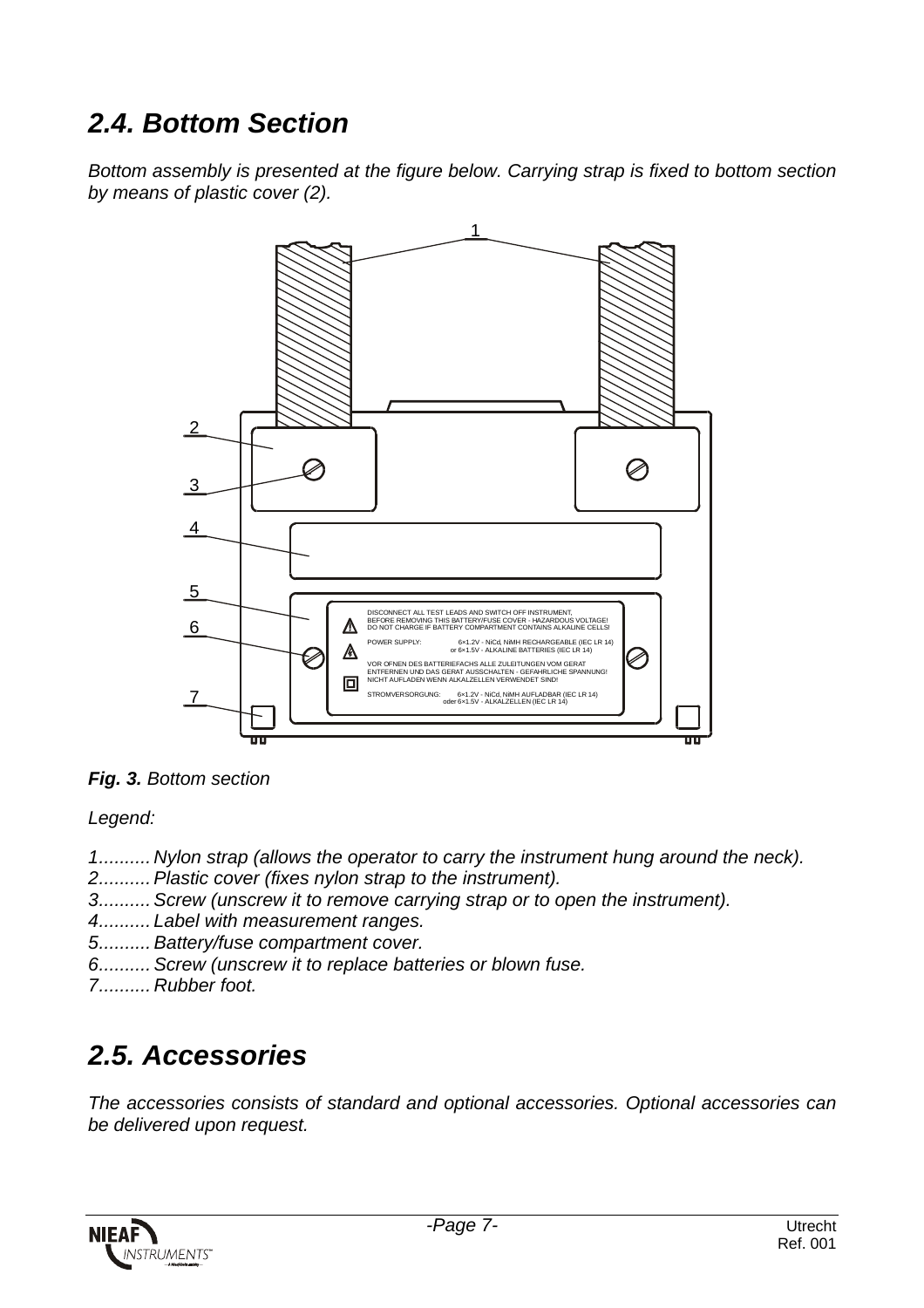## 2.4. Bottom Section

*Bottom assembly is presented at the figure below. Carrying strap is fixed to bottom section by means of plastic cover (2).*

***Fig. 3.*** *Bottom section*

*Legend:*

*1.......... Nylon strap (allows the operator to carry the instrument hung around the neck).*
*2.......... Plastic cover (fixes nylon strap to the instrument).*
*3.......... Screw (unscrew it to remove carrying strap or to open the instrument).*
*4.......... Label with measurement ranges.*
*5.......... Battery/fuse compartment cover.*
*6.......... Screw (unscrew it to replace batteries or blown fuse.*
*7.......... Rubber foot.*

## 2.5. Accessories

*The accessories consists of standard and optional accessories. Optional accessories can be delivered upon request.*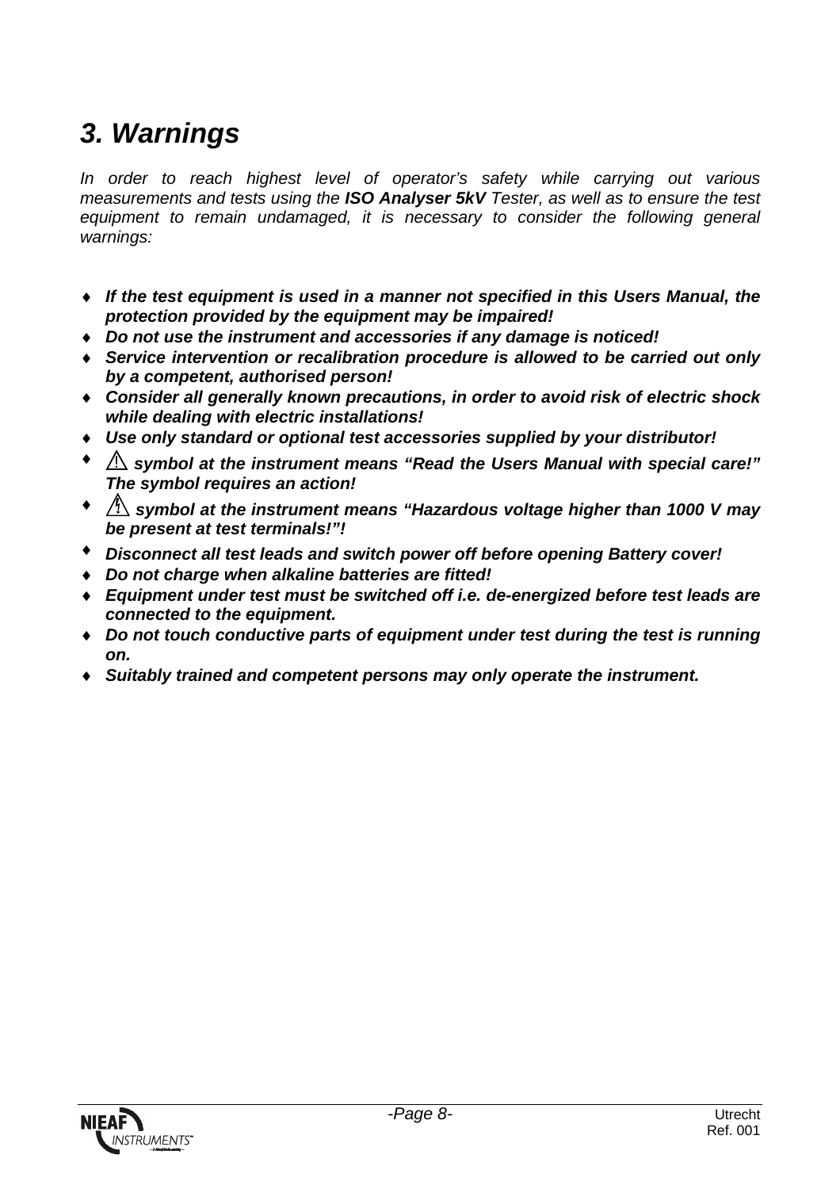# *3. Warnings*

*In order to reach highest level of operator's safety while carrying out various measurements and tests using the* ***ISO Analyser 5kV*** *Tester, as well as to ensure the test equipment to remain undamaged, it is necessary to consider the following general warnings:*

- ***If the test equipment is used in a manner not specified in this Users Manual, the protection provided by the equipment may be impaired!***
- ***Do not use the instrument and accessories if any damage is noticed!***
- ***Service intervention or recalibration procedure is allowed to be carried out only by a competent, authorised person!***
- ***Consider all generally known precautions, in order to avoid risk of electric shock while dealing with electric installations!***
- ***Use only standard or optional test accessories supplied by your distributor!***
- ***⚠ symbol at the instrument means "Read the Users Manual with special care!" The symbol requires an action!***
- ***⚡ symbol at the instrument means "Hazardous voltage higher than 1000 V may be present at test terminals!"!***
- ***Disconnect all test leads and switch power off before opening Battery cover!***
- ***Do not charge when alkaline batteries are fitted!***
- ***Equipment under test must be switched off i.e. de-energized before test leads are connected to the equipment.***
- ***Do not touch conductive parts of equipment under test during the test is running on.***
- ***Suitably trained and competent persons may only operate the instrument.***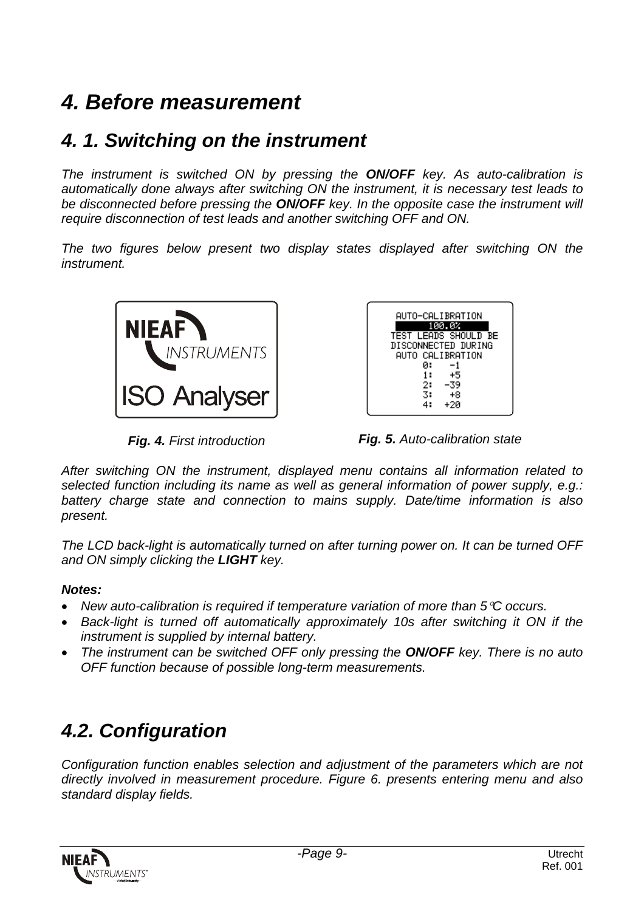# 4. Before measurement

## 4. 1. Switching on the instrument

*The instrument is switched ON by pressing the **ON/OFF** key. As auto-calibration is automatically done always after switching ON the instrument, it is necessary test leads to be disconnected before pressing the **ON/OFF** key. In the opposite case the instrument will require disconnection of test leads and another switching OFF and ON.*

*The two figures below present two display states displayed after switching ON the instrument.*

***Fig. 4.** First introduction*

***Fig. 5.** Auto-calibration state*

*After switching ON the instrument, displayed menu contains all information related to selected function including its name as well as general information of power supply, e.g.: battery charge state and connection to mains supply. Date/time information is also present.*

*The LCD back-light is automatically turned on after turning power on. It can be turned OFF and ON simply clicking the **LIGHT** key.*

***Notes:***

- *New auto-calibration is required if temperature variation of more than 5°C occurs.*
- *Back-light is turned off automatically approximately 10s after switching it ON if the instrument is supplied by internal battery.*
- *The instrument can be switched OFF only pressing the **ON/OFF** key. There is no auto OFF function because of possible long-term measurements.*

## 4.2. Configuration

*Configuration function enables selection and adjustment of the parameters which are not directly involved in measurement procedure. Figure 6. presents entering menu and also standard display fields.*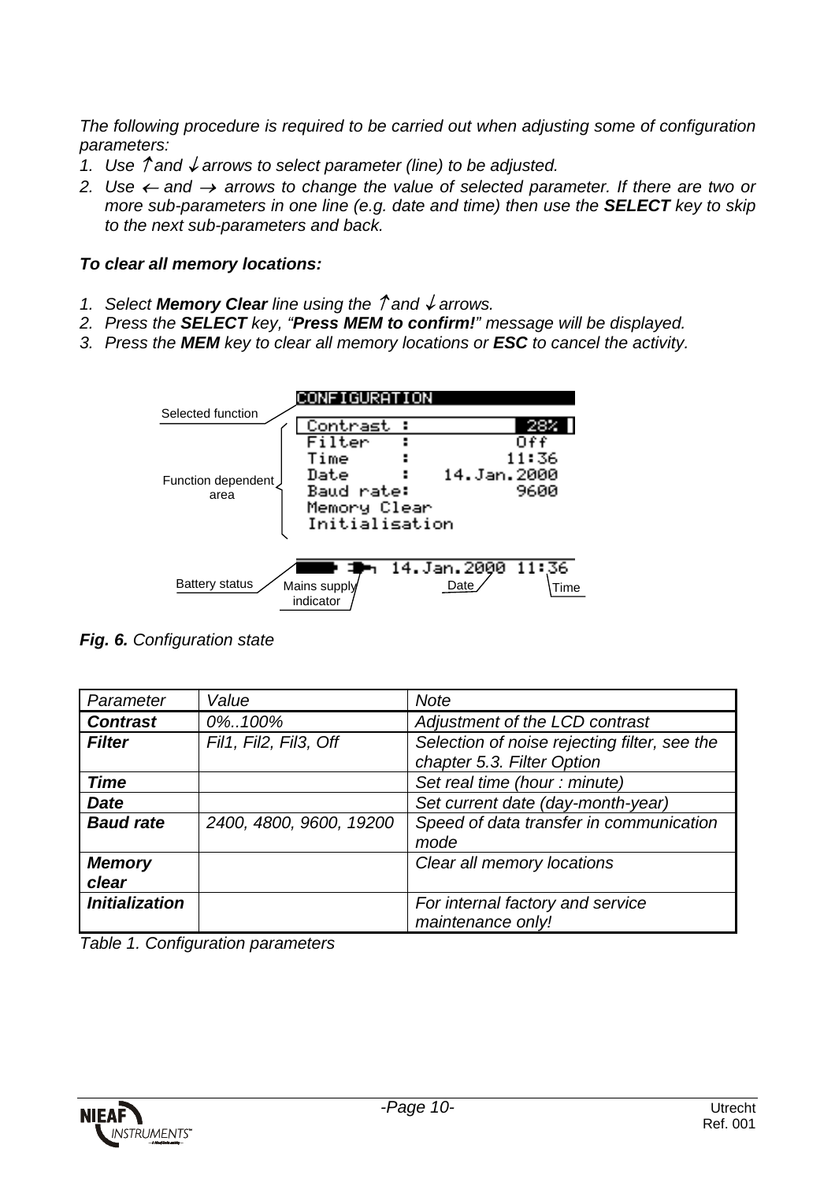*The following procedure is required to be carried out when adjusting some of configuration parameters:*

1. *Use ↑ and ↓ arrows to select parameter (line) to be adjusted.*
2. *Use ← and → arrows to change the value of selected parameter. If there are two or more sub-parameters in one line (e.g. date and time) then use the **SELECT** key to skip to the next sub-parameters and back.*

***To clear all memory locations:***

1. *Select **Memory Clear** line using the ↑ and ↓ arrows.*
2. *Press the **SELECT** key, "**Press MEM to confirm!**" message will be displayed.*
3. *Press the **MEM** key to clear all memory locations or **ESC** to cancel the activity.*

```
CONFIGURATION
Contrast :          28%
Filter   :          Off
Time     :        11:36
Date     :  14.Jan.2000
Baud rate:         9600
Memory Clear
Initialisation

14.Jan.2000 11:36
```

Selected function; Function dependent area; Battery status; Mains supply indicator; Date; Time

***Fig. 6.** Configuration state*

| *Parameter* | *Value* | *Note* |
|---|---|---|
| ***Contrast*** | *0%..100%* | *Adjustment of the LCD contrast* |
| ***Filter*** | *Fil1, Fil2, Fil3, Off* | *Selection of noise rejecting filter, see the chapter 5.3. Filter Option* |
| ***Time*** | | *Set real time (hour : minute)* |
| ***Date*** | | *Set current date (day-month-year)* |
| ***Baud rate*** | *2400, 4800, 9600, 19200* | *Speed of data transfer in communication mode* |
| ***Memory clear*** | | *Clear all memory locations* |
| ***Initialization*** | | *For internal factory and service maintenance only!* |

*Table 1. Configuration parameters*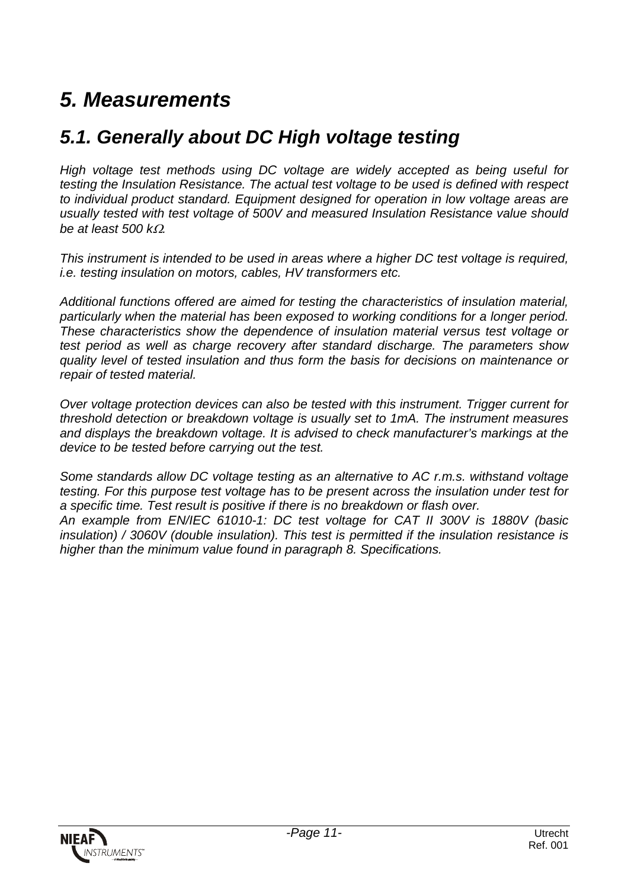# *5. Measurements*

## *5.1. Generally about DC High voltage testing*

*High voltage test methods using DC voltage are widely accepted as being useful for testing the Insulation Resistance. The actual test voltage to be used is defined with respect to individual product standard. Equipment designed for operation in low voltage areas are usually tested with test voltage of 500V and measured Insulation Resistance value should be at least 500 kΩ.*

*This instrument is intended to be used in areas where a higher DC test voltage is required, i.e. testing insulation on motors, cables, HV transformers etc.*

*Additional functions offered are aimed for testing the characteristics of insulation material, particularly when the material has been exposed to working conditions for a longer period. These characteristics show the dependence of insulation material versus test voltage or test period as well as charge recovery after standard discharge. The parameters show quality level of tested insulation and thus form the basis for decisions on maintenance or repair of tested material.*

*Over voltage protection devices can also be tested with this instrument. Trigger current for threshold detection or breakdown voltage is usually set to 1mA. The instrument measures and displays the breakdown voltage. It is advised to check manufacturer's markings at the device to be tested before carrying out the test.*

*Some standards allow DC voltage testing as an alternative to AC r.m.s. withstand voltage testing. For this purpose test voltage has to be present across the insulation under test for a specific time. Test result is positive if there is no breakdown or flash over.*
*An example from EN/IEC 61010-1: DC test voltage for CAT II 300V is 1880V (basic insulation) / 3060V (double insulation). This test is permitted if the insulation resistance is higher than the minimum value found in paragraph 8. Specifications.*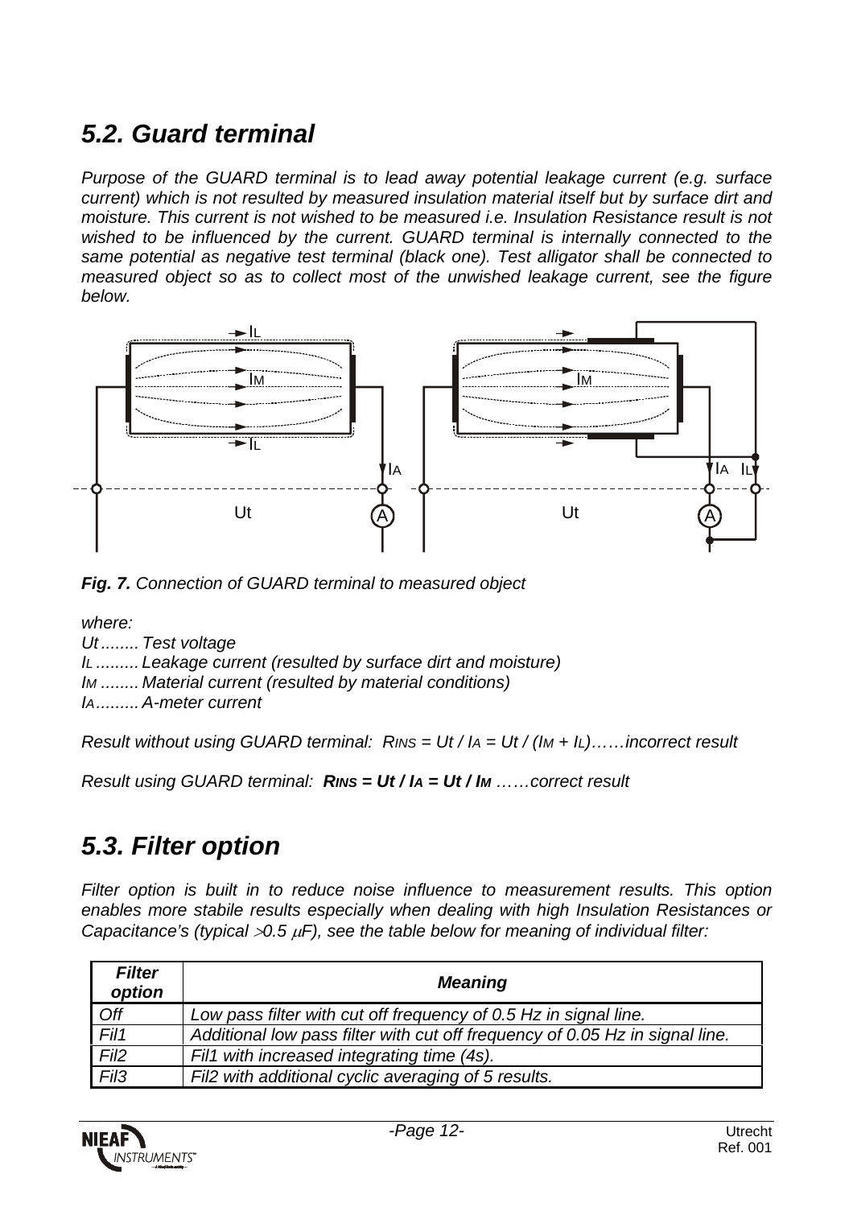## 5.2. Guard terminal

*Purpose of the GUARD terminal is to lead away potential leakage current (e.g. surface current) which is not resulted by measured insulation material itself but by surface dirt and moisture. This current is not wished to be measured i.e. Insulation Resistance result is not wished to be influenced by the current. GUARD terminal is internally connected to the same potential as negative test terminal (black one). Test alligator shall be connected to measured object so as to collect most of the unwished leakage current, see the figure below.*

***Fig. 7.*** *Connection of GUARD terminal to measured object*

*where:*

*Ut ........ Test voltage*
*$I_L$ ......... Leakage current (resulted by surface dirt and moisture)*
*$I_M$ ........ Material current (resulted by material conditions)*
*$I_A$......... A-meter current*

*Result without using GUARD terminal:* $R_{INS} = Ut / I_A = Ut / (I_M + I_L)$*……incorrect result*

*Result using GUARD terminal:* $\boldsymbol{R_{INS} = Ut / I_A = Ut / I_M}$ *……correct result*

## 5.3. Filter option

*Filter option is built in to reduce noise influence to measurement results. This option enables more stabile results especially when dealing with high Insulation Resistances or Capacitance's (typical >0.5 $\mu$F), see the table below for meaning of individual filter:*

| ***Filter option*** | ***Meaning*** |
|---|---|
| *Off* | *Low pass filter with cut off frequency of 0.5 Hz in signal line.* |
| *Fil1* | *Additional low pass filter with cut off frequency of 0.05 Hz in signal line.* |
| *Fil2* | *Fil1 with increased integrating time (4s).* |
| *Fil3* | *Fil2 with additional cyclic averaging of 5 results.* |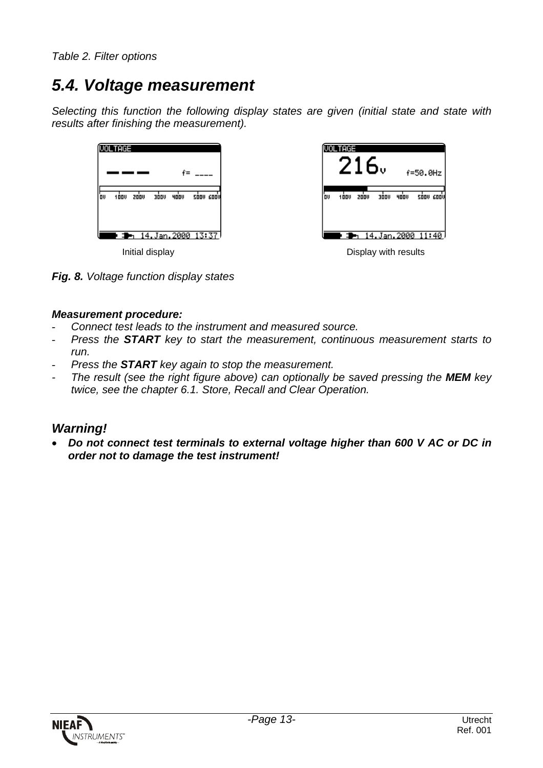*Table 2. Filter options*

## *5.4. Voltage measurement*

*Selecting this function the following display states are given (initial state and state with results after finishing the measurement).*

Initial display Display with results

***Fig. 8.*** *Voltage function display states*

***Measurement procedure:***

- *Connect test leads to the instrument and measured source.*
- *Press the **START** key to start the measurement, continuous measurement starts to run.*
- *Press the **START** key again to stop the measurement.*
- *The result (see the right figure above) can optionally be saved pressing the **MEM** key twice, see the chapter 6.1. Store, Recall and Clear Operation.*

### *Warning!*

- ***Do not connect test terminals to external voltage higher than 600 V AC or DC in order not to damage the test instrument!***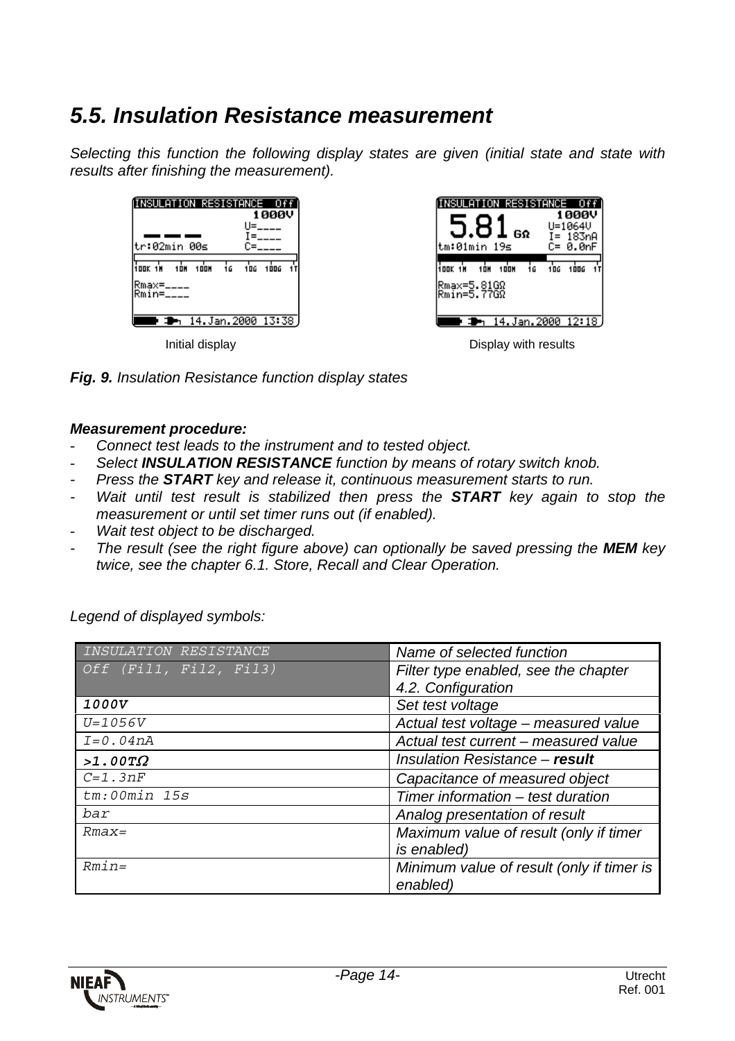# 5.5. Insulation Resistance measurement

*Selecting this function the following display states are given (initial state and state with results after finishing the measurement).*

Initial display

Display with results

***Fig. 9.*** *Insulation Resistance function display states*

***Measurement procedure:***

- *Connect test leads to the instrument and to tested object.*
- *Select **INSULATION RESISTANCE** function by means of rotary switch knob.*
- *Press the **START** key and release it, continuous measurement starts to run.*
- *Wait until test result is stabilized then press the **START** key again to stop the measurement or until set timer runs out (if enabled).*
- *Wait test object to be discharged.*
- *The result (see the right figure above) can optionally be saved pressing the **MEM** key twice, see the chapter 6.1. Store, Recall and Clear Operation.*

*Legend of displayed symbols:*

| | |
|---|---|
| *INSULATION RESISTANCE* | *Name of selected function* |
| *Off (Fil1, Fil2, Fil3)* | *Filter type enabled, see the chapter 4.2. Configuration* |
| ***1000V*** | *Set test voltage* |
| *U=1056V* | *Actual test voltage – measured value* |
| *I=0.04nA* | *Actual test current – measured value* |
| ***>1.00TΩ*** | *Insulation Resistance – **result*** |
| *C=1.3nF* | *Capacitance of measured object* |
| *tm:00min 15s* | *Timer information – test duration* |
| *bar* | *Analog presentation of result* |
| *Rmax=* | *Maximum value of result (only if timer is enabled)* |
| *Rmin=* | *Minimum value of result (only if timer is enabled)* |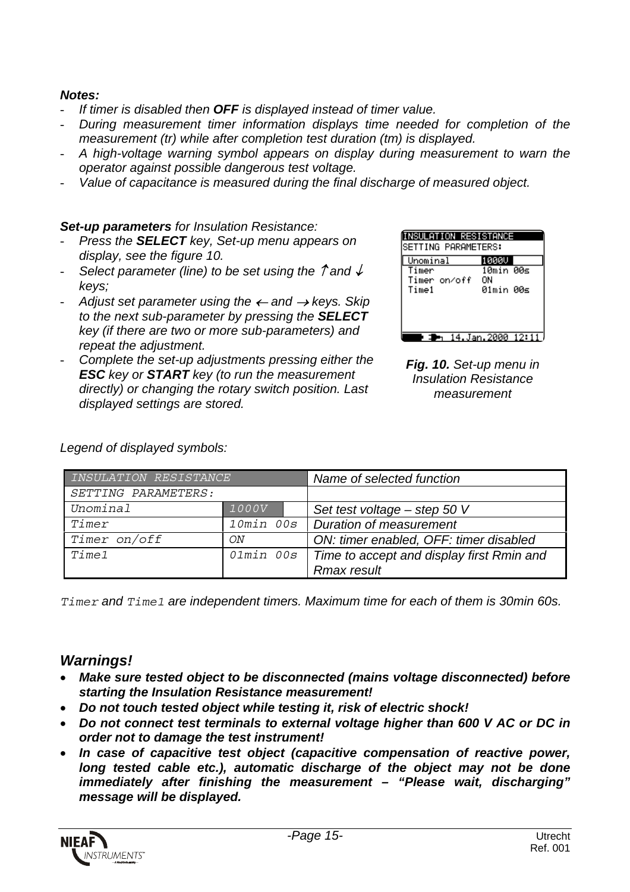***Notes:***

- *If timer is disabled then **OFF** is displayed instead of timer value.*
- *During measurement timer information displays time needed for completion of the measurement (tr) while after completion test duration (tm) is displayed.*
- *A high-voltage warning symbol appears on display during measurement to warn the operator against possible dangerous test voltage.*
- *Value of capacitance is measured during the final discharge of measured object.*

***Set-up parameters*** *for Insulation Resistance:*

- *Press the **SELECT** key, Set-up menu appears on display, see the figure 10.*
- *Select parameter (line) to be set using the ↑ and ↓ keys;*
- *Adjust set parameter using the ← and → keys. Skip to the next sub-parameter by pressing the **SELECT** key (if there are two or more sub-parameters) and repeat the adjustment.*
- *Complete the set-up adjustments pressing either the **ESC** key or **START** key (to run the measurement directly) or changing the rotary switch position. Last displayed settings are stored.*

```
INSULATION RESISTANCE
SETTING PARAMETERS:
 Unominal       1000V
 Timer          10min 00s
 Timer on/off   ON
 Time1          01min 00s

                14.Jan.2000 12:11
```

***Fig. 10.*** *Set-up menu in Insulation Resistance measurement*

*Legend of displayed symbols:*

| INSULATION RESISTANCE | | Name of selected function |
|---|---|---|
| SETTING PARAMETERS: | | |
| Unominal | 1000V | Set test voltage – step 50 V |
| Timer | 10min 00s | Duration of measurement |
| Timer on/off | ON | ON: timer enabled, OFF: timer disabled |
| Time1 | 01min 00s | Time to accept and display first Rmin and Rmax result |

`Timer` *and* `Time1` *are independent timers. Maximum time for each of them is 30min 60s.*

## *Warnings!*

- ***Make sure tested object to be disconnected (mains voltage disconnected) before starting the Insulation Resistance measurement!***
- ***Do not touch tested object while testing it, risk of electric shock!***
- ***Do not connect test terminals to external voltage higher than 600 V AC or DC in order not to damage the test instrument!***
- ***In case of capacitive test object (capacitive compensation of reactive power, long tested cable etc.), automatic discharge of the object may not be done immediately after finishing the measurement – "Please wait, discharging" message will be displayed.***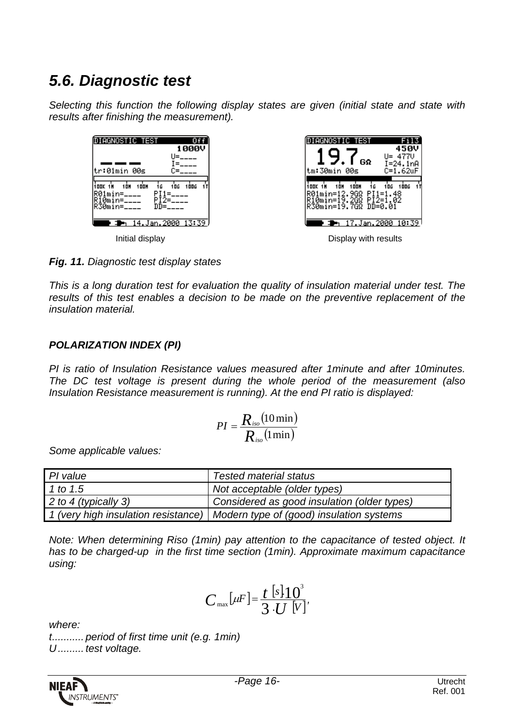## *5.6. Diagnostic test*

*Selecting this function the following display states are given (initial state and state with results after finishing the measurement).*

Initial display

Display with results

***Fig. 11.*** *Diagnostic test display states*

*This is a long duration test for evaluation the quality of insulation material under test. The results of this test enables a decision to be made on the preventive replacement of the insulation material.*

***POLARIZATION INDEX (PI)***

*PI is ratio of Insulation Resistance values measured after 1minute and after 10minutes. The DC test voltage is present during the whole period of the measurement (also Insulation Resistance measurement is running). At the end PI ratio is displayed:*

$$PI = \frac{R_{iso}(10\,\text{min})}{R_{iso}(1\,\text{min})}$$

*Some applicable values:*

| *PI value* | *Tested material status* |
|---|---|
| *1 to 1.5* | *Not acceptable (older types)* |
| *2 to 4 (typically 3)* | *Considered as good insulation (older types)* |
| *1 (very high insulation resistance)* | *Modern type of (good) insulation systems* |

*Note: When determining Riso (1min) pay attention to the capacitance of tested object. It has to be charged-up in the first time section (1min). Approximate maximum capacitance using:*

$$C_{max}[\mu F] = \frac{t[s] \cdot 10^3}{3 \cdot U[V]},$$

*where:*
*t........... period of first time unit (e.g. 1min)*
*U......... test voltage.*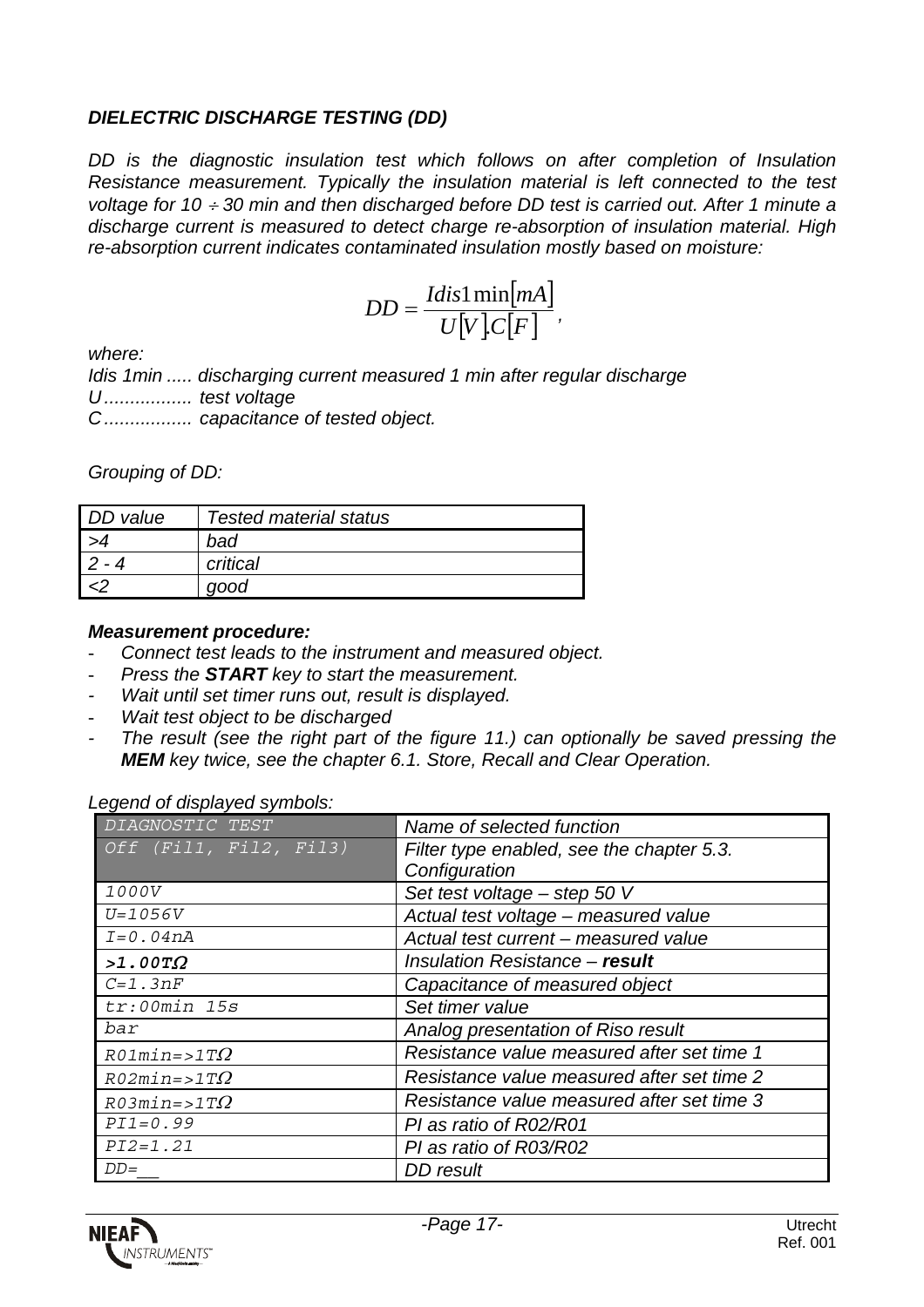### *DIELECTRIC DISCHARGE TESTING (DD)*

*DD is the diagnostic insulation test which follows on after completion of Insulation Resistance measurement. Typically the insulation material is left connected to the test voltage for 10 $\div$ 30 min and then discharged before DD test is carried out. After 1 minute a discharge current is measured to detect charge re-absorption of insulation material. High re-absorption current indicates contaminated insulation mostly based on moisture:*

$$DD = \frac{Idis1\min[mA]}{U[V].C[F]},$$

*where:*

*Idis 1min ..... discharging current measured 1 min after regular discharge*
*U................. test voltage*
*C................. capacitance of tested object.*

*Grouping of DD:*

| *DD value* | *Tested material status* |
|---|---|
| *>4* | *bad* |
| *2 - 4* | *critical* |
| *<2* | *good* |

***Measurement procedure:***

- *Connect test leads to the instrument and measured object.*
- *Press the **START** key to start the measurement.*
- *Wait until set timer runs out, result is displayed.*
- *Wait test object to be discharged*
- *The result (see the right part of the figure 11.) can optionally be saved pressing the **MEM** key twice, see the chapter 6.1. Store, Recall and Clear Operation.*

*Legend of displayed symbols:*

| | |
|---|---|
| DIAGNOSTIC TEST | *Name of selected function* |
| Off (Fil1, Fil2, Fil3) | *Filter type enabled, see the chapter 5.3. Configuration* |
| 1000V | *Set test voltage – step 50 V* |
| U=1056V | *Actual test voltage – measured value* |
| I=0.04nA | *Actual test current – measured value* |
| **>1.00TΩ** | *Insulation Resistance – **result*** |
| C=1.3nF | *Capacitance of measured object* |
| tr:00min 15s | *Set timer value* |
| bar | *Analog presentation of Riso result* |
| R01min=>1TΩ | *Resistance value measured after set time 1* |
| R02min=>1TΩ | *Resistance value measured after set time 2* |
| R03min=>1TΩ | *Resistance value measured after set time 3* |
| PI1=0.99 | *PI as ratio of R02/R01* |
| PI2=1.21 | *PI as ratio of R03/R02* |
| DD=__ | *DD result* |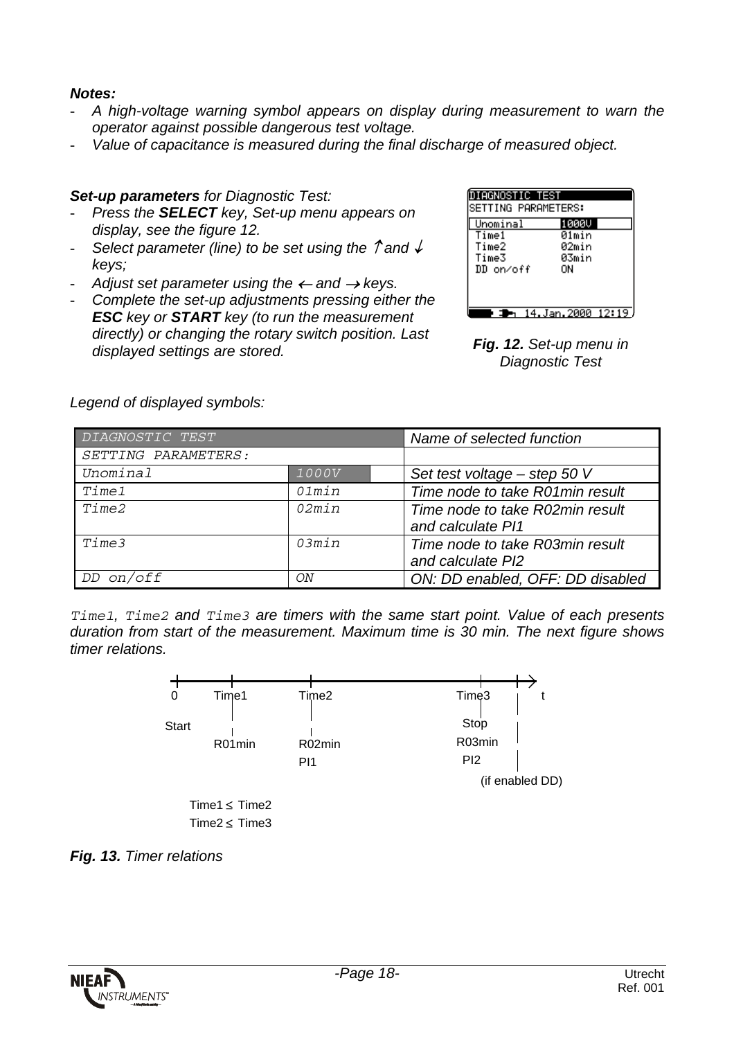***Notes:***

- *A high-voltage warning symbol appears on display during measurement to warn the operator against possible dangerous test voltage.*
- *Value of capacitance is measured during the final discharge of measured object.*

***Set-up parameters*** *for Diagnostic Test:*

- *Press the **SELECT** key, Set-up menu appears on display, see the figure 12.*
- *Select parameter (line) to be set using the ↑ and ↓ keys;*
- *Adjust set parameter using the ← and → keys.*
- *Complete the set-up adjustments pressing either the **ESC** key or **START** key (to run the measurement directly) or changing the rotary switch position. Last displayed settings are stored.*

***Fig. 12.*** *Set-up menu in Diagnostic Test*

*Legend of displayed symbols:*

| DIAGNOSTIC TEST | | Name of selected function |
|---|---|---|
| SETTING PARAMETERS: | | |
| Unominal | 1000V | Set test voltage – step 50 V |
| Time1 | 01min | Time node to take R01min result |
| Time2 | 02min | Time node to take R02min result and calculate PI1 |
| Time3 | 03min | Time node to take R03min result and calculate PI2 |
| DD on/off | ON | ON: DD enabled, OFF: DD disabled |

*Time1, Time2 and Time3 are timers with the same start point. Value of each presents duration from start of the measurement. Maximum time is 30 min. The next figure shows timer relations.*

0 — Start; Time1 — R01min; Time2 — R02min, PI1; Time3 — Stop, R03min, PI2; t (if enabled DD)

Time1 ≤ Time2
Time2 ≤ Time3

***Fig. 13.*** *Timer relations*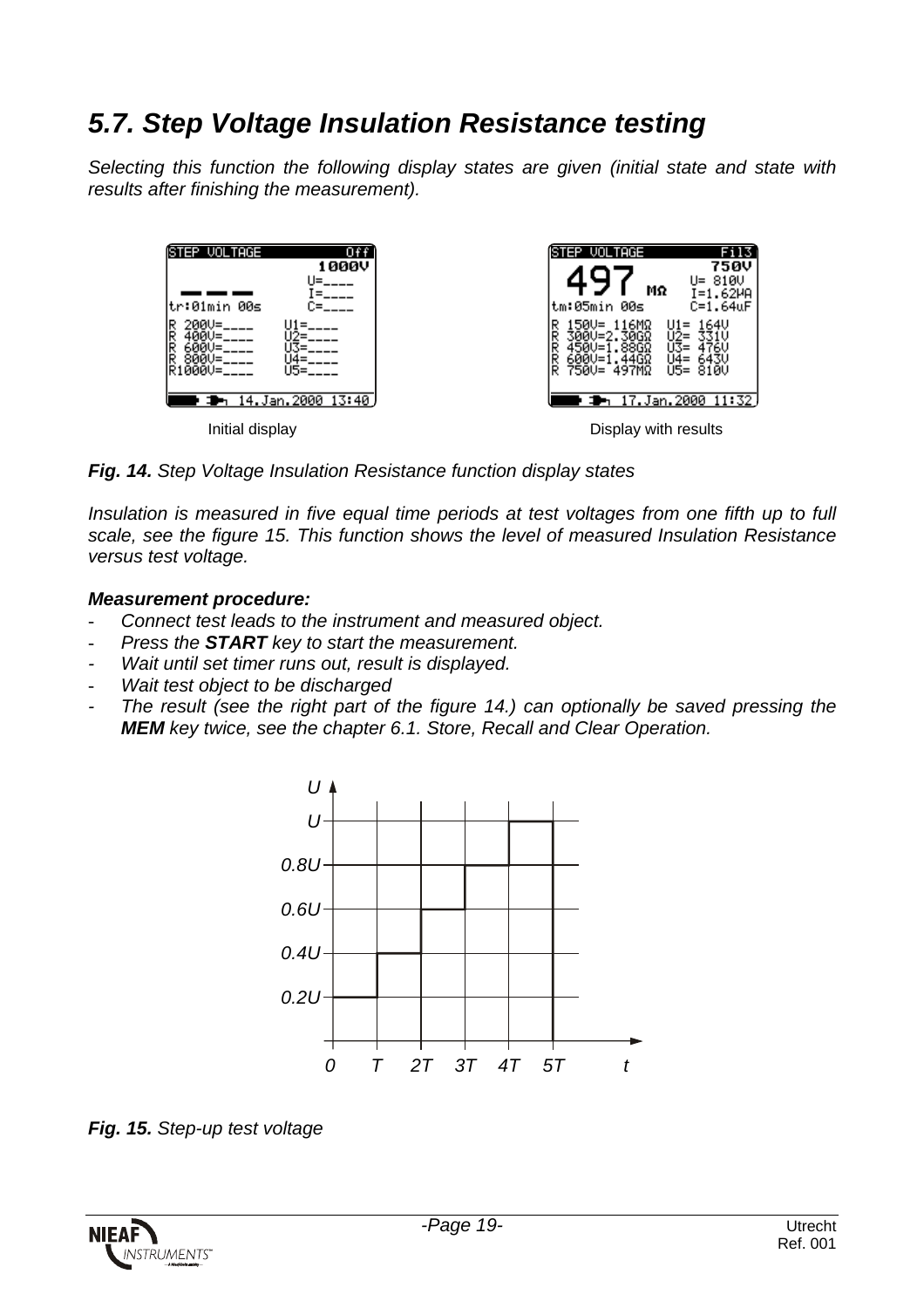## *5.7. Step Voltage Insulation Resistance testing*

*Selecting this function the following display states are given (initial state and state with results after finishing the measurement).*

Initial display                Display with results

***Fig. 14.*** *Step Voltage Insulation Resistance function display states*

*Insulation is measured in five equal time periods at test voltages from one fifth up to full scale, see the figure 15. This function shows the level of measured Insulation Resistance versus test voltage.*

***Measurement procedure:***

- *Connect test leads to the instrument and measured object.*
- *Press the **START** key to start the measurement.*
- *Wait until set timer runs out, result is displayed.*
- *Wait test object to be discharged*
- *The result (see the right part of the figure 14.) can optionally be saved pressing the **MEM** key twice, see the chapter 6.1. Store, Recall and Clear Operation.*

***Fig. 15.*** *Step-up test voltage*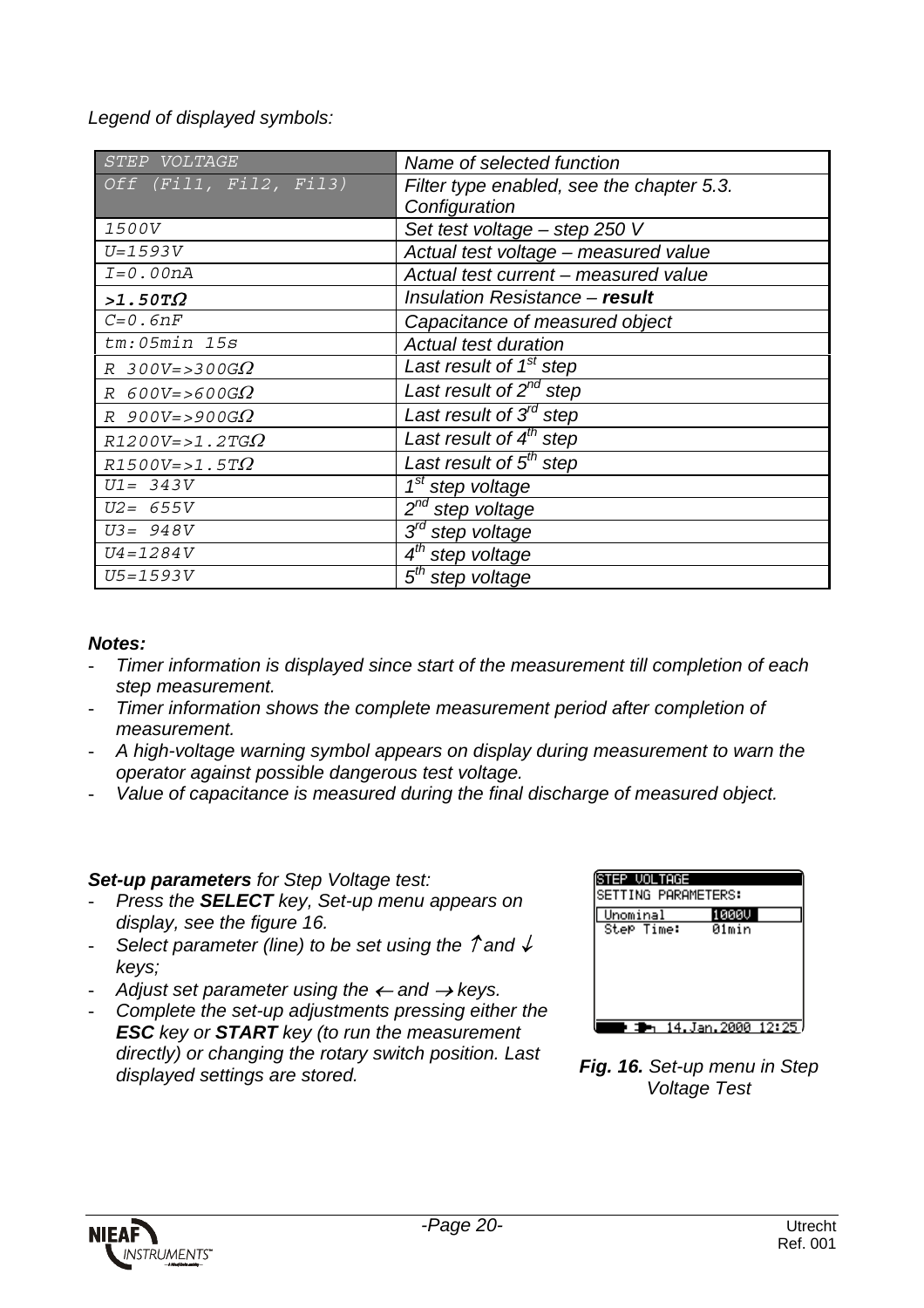*Legend of displayed symbols:*

| STEP VOLTAGE | *Name of selected function* |
|---|---|
| Off (Fil1, Fil2, Fil3) | *Filter type enabled, see the chapter 5.3. Configuration* |
| 1500V | *Set test voltage – step 250 V* |
| U=1593V | *Actual test voltage – measured value* |
| I=0.00nA | *Actual test current – measured value* |
| **>1.50TΩ** | *Insulation Resistance – **result*** |
| C=0.6nF | *Capacitance of measured object* |
| tm:05min 15s | *Actual test duration* |
| R 300V=>300GΩ | *Last result of 1st step* |
| R 600V=>600GΩ | *Last result of 2nd step* |
| R 900V=>900GΩ | *Last result of 3rd step* |
| R1200V=>1.2TGΩ | *Last result of 4th step* |
| R1500V=>1.5TΩ | *Last result of 5th step* |
| U1= 343V | *1st step voltage* |
| U2= 655V | *2nd step voltage* |
| U3= 948V | *3rd step voltage* |
| U4=1284V | *4th step voltage* |
| U5=1593V | *5th step voltage* |

***Notes:***

- *Timer information is displayed since start of the measurement till completion of each step measurement.*
- *Timer information shows the complete measurement period after completion of measurement.*
- *A high-voltage warning symbol appears on display during measurement to warn the operator against possible dangerous test voltage.*
- *Value of capacitance is measured during the final discharge of measured object.*

***Set-up parameters** for Step Voltage test:*

- *Press the **SELECT** key, Set-up menu appears on display, see the figure 16.*
- *Select parameter (line) to be set using the ↑ and ↓ keys;*
- *Adjust set parameter using the ← and → keys.*
- *Complete the set-up adjustments pressing either the **ESC** key or **START** key (to run the measurement directly) or changing the rotary switch position. Last displayed settings are stored.*

```
STEP VOLTAGE
SETTING PARAMETERS:
 Unominal      1000V
 Step Time:    01min

        14.Jan.2000 12:25
```

***Fig. 16.** Set-up menu in Step Voltage Test*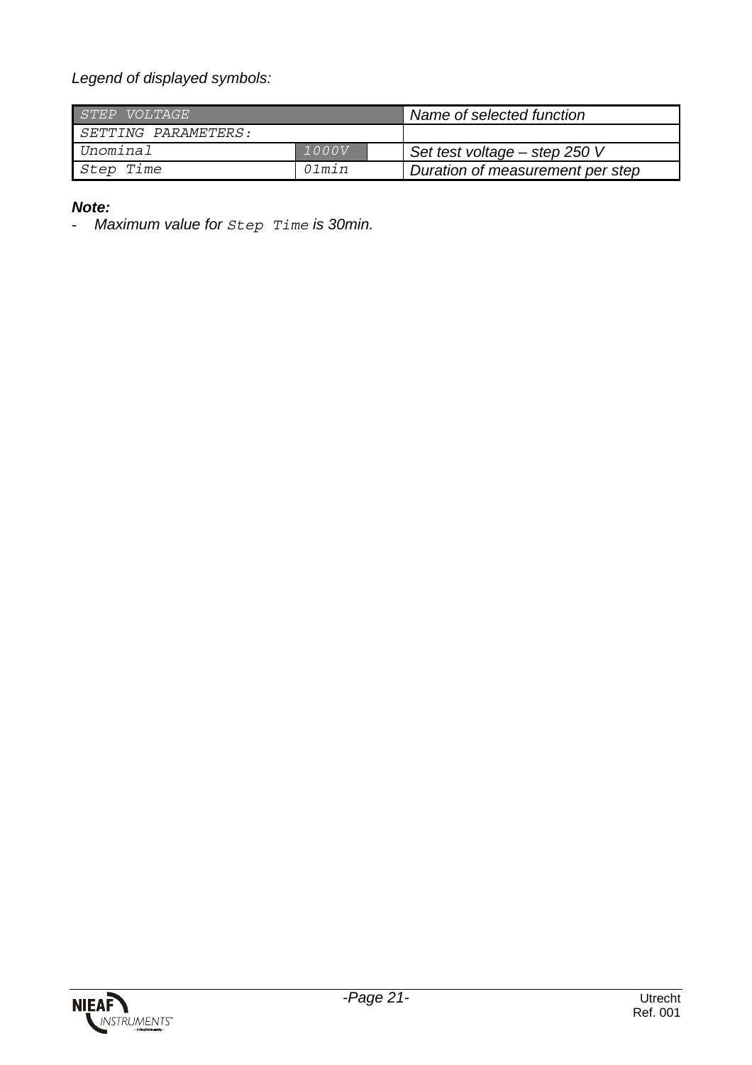*Legend of displayed symbols:*

| STEP VOLTAGE | | Name of selected function |
|---|---|---|
| SETTING PARAMETERS: | | |
| Unominal | 1000V | Set test voltage – step 250 V |
| Step Time | 01min | Duration of measurement per step |

***Note:***

- *Maximum value for* `Step Time` *is 30min.*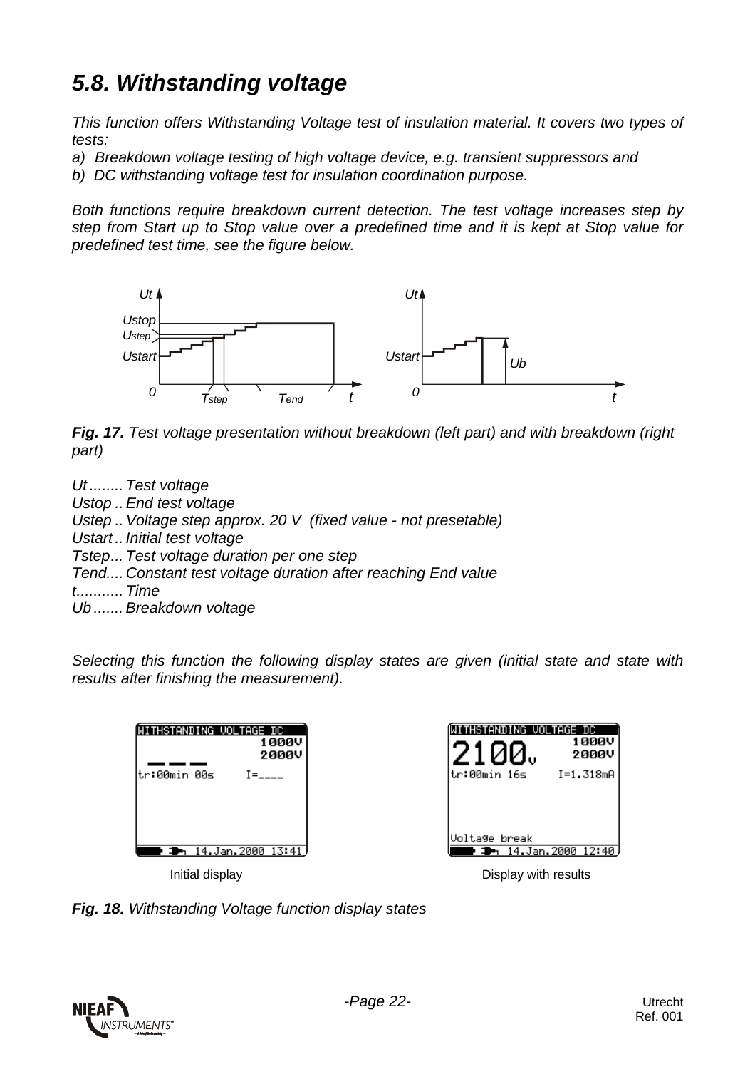## *5.8. Withstanding voltage*

*This function offers Withstanding Voltage test of insulation material. It covers two types of tests:*

*a) Breakdown voltage testing of high voltage device, e.g. transient suppressors and*

*b) DC withstanding voltage test for insulation coordination purpose.*

*Both functions require breakdown current detection. The test voltage increases step by step from Start up to Stop value over a predefined time and it is kept at Stop value for predefined test time, see the figure below.*

***Fig. 17.*** *Test voltage presentation without breakdown (left part) and with breakdown (right part)*

*Ut ........ Test voltage*
*Ustop .. End test voltage*
*Ustep .. Voltage step approx. 20 V (fixed value - not presetable)*
*Ustart .. Initial test voltage*
*Tstep... Test voltage duration per one step*
*Tend.... Constant test voltage duration after reaching End value*
*t........... Time*
*Ub ....... Breakdown voltage*

*Selecting this function the following display states are given (initial state and state with results after finishing the measurement).*

Initial display

Display with results

***Fig. 18.*** *Withstanding Voltage function display states*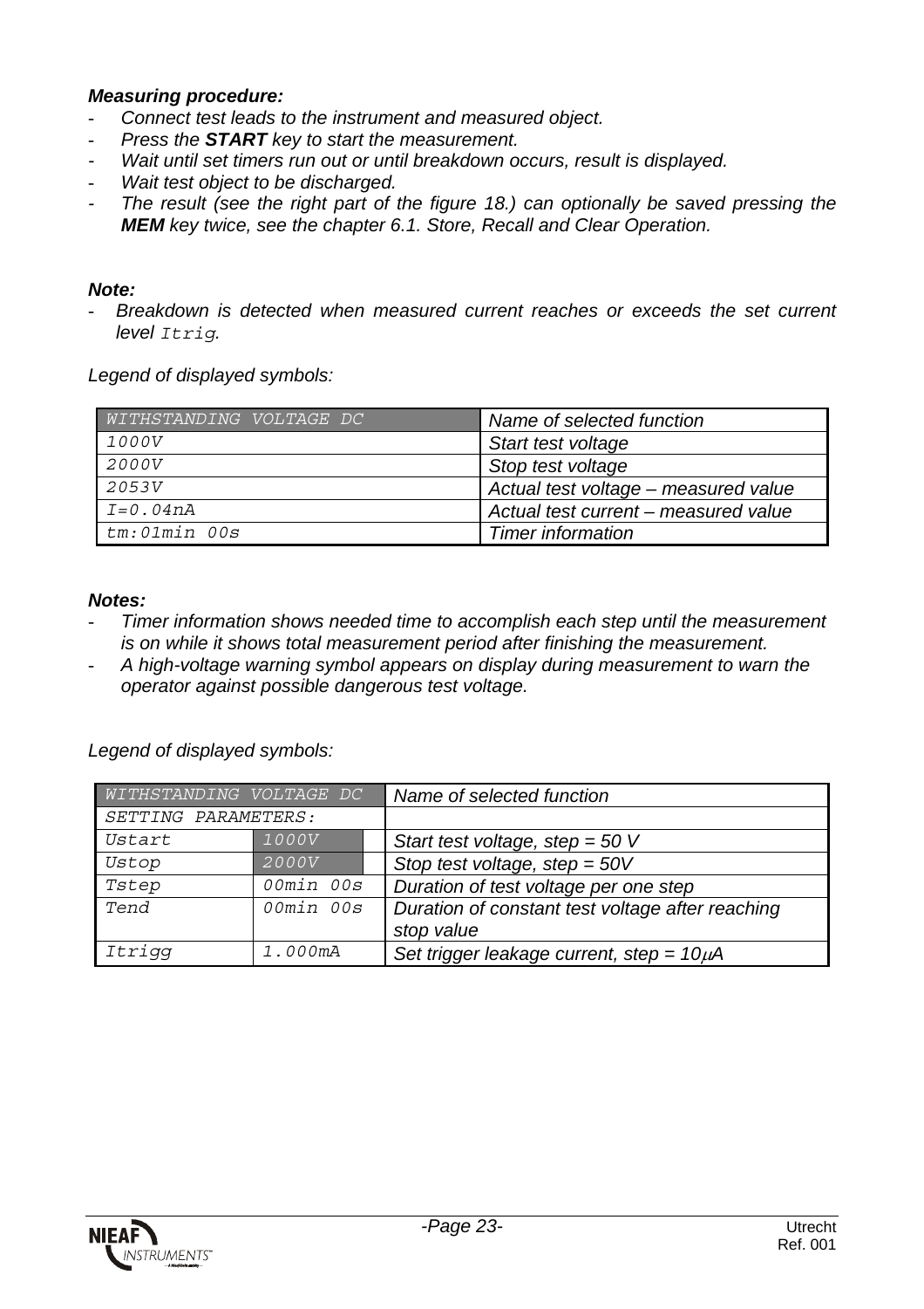***Measuring procedure:***

- *Connect test leads to the instrument and measured object.*
- *Press the **START** key to start the measurement.*
- *Wait until set timers run out or until breakdown occurs, result is displayed.*
- *Wait test object to be discharged.*
- *The result (see the right part of the figure 18.) can optionally be saved pressing the **MEM** key twice, see the chapter 6.1. Store, Recall and Clear Operation.*

***Note:***

- *Breakdown is detected when measured current reaches or exceeds the set current level* `Itrig`.

*Legend of displayed symbols:*

| WITHSTANDING VOLTAGE DC | *Name of selected function* |
|---|---|
| 1000V | *Start test voltage* |
| 2000V | *Stop test voltage* |
| 2053V | *Actual test voltage – measured value* |
| I=0.04nA | *Actual test current – measured value* |
| tm:01min 00s | *Timer information* |

***Notes:***

- *Timer information shows needed time to accomplish each step until the measurement is on while it shows total measurement period after finishing the measurement.*
- *A high-voltage warning symbol appears on display during measurement to warn the operator against possible dangerous test voltage.*

*Legend of displayed symbols:*

| WITHSTANDING VOLTAGE DC | | *Name of selected function* |
|---|---|---|
| SETTING PARAMETERS: | | |
| Ustart | 1000V | *Start test voltage, step = 50 V* |
| Ustop | 2000V | *Stop test voltage, step = 50V* |
| Tstep | 00min 00s | *Duration of test voltage per one step* |
| Tend | 00min 00s | *Duration of constant test voltage after reaching stop value* |
| Itrigg | 1.000mA | *Set trigger leakage current, step = 10μA* |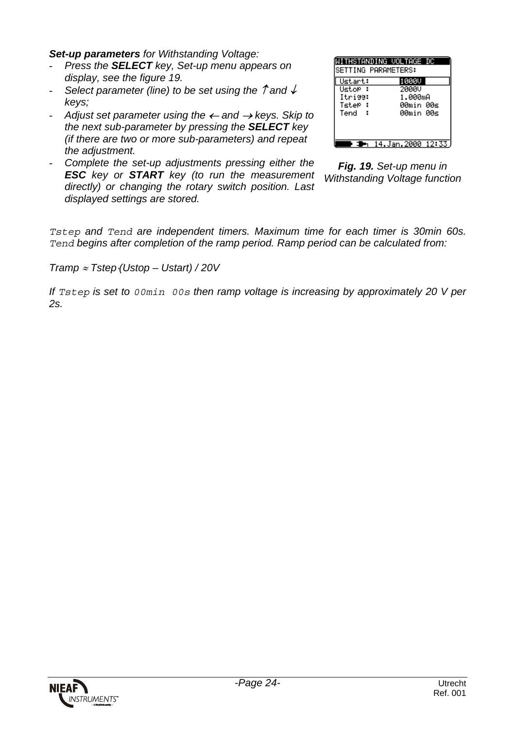***Set-up parameters** for Withstanding Voltage:*

- *Press the **SELECT** key, Set-up menu appears on display, see the figure 19.*
- *Select parameter (line) to be set using the ↑ and ↓ keys;*
- *Adjust set parameter using the ← and → keys. Skip to the next sub-parameter by pressing the **SELECT** key (if there are two or more sub-parameters) and repeat the adjustment.*
- *Complete the set-up adjustments pressing either the **ESC** key or **START** key (to run the measurement directly) or changing the rotary switch position. Last displayed settings are stored.*

```
WITHSTANDING VOLTAGE DC
SETTING PARAMETERS:
 Ustart:      1000V
 Ustop :      2000V
 Itrigg:      1.000mA
 Tstep :      00min 00s
 Tend  :      00min 00s

14.Jan.2000 12:33
```

***Fig. 19.** Set-up menu in Withstanding Voltage function*

*`Tstep` and `Tend` are independent timers. Maximum time for each timer is 30min 60s. `Tend` begins after completion of the ramp period. Ramp period can be calculated from:*

*Tramp ≈ Tstep·(Ustop – Ustart) / 20V*

*If `Tstep` is set to `00min 00s` then ramp voltage is increasing by approximately 20 V per 2s.*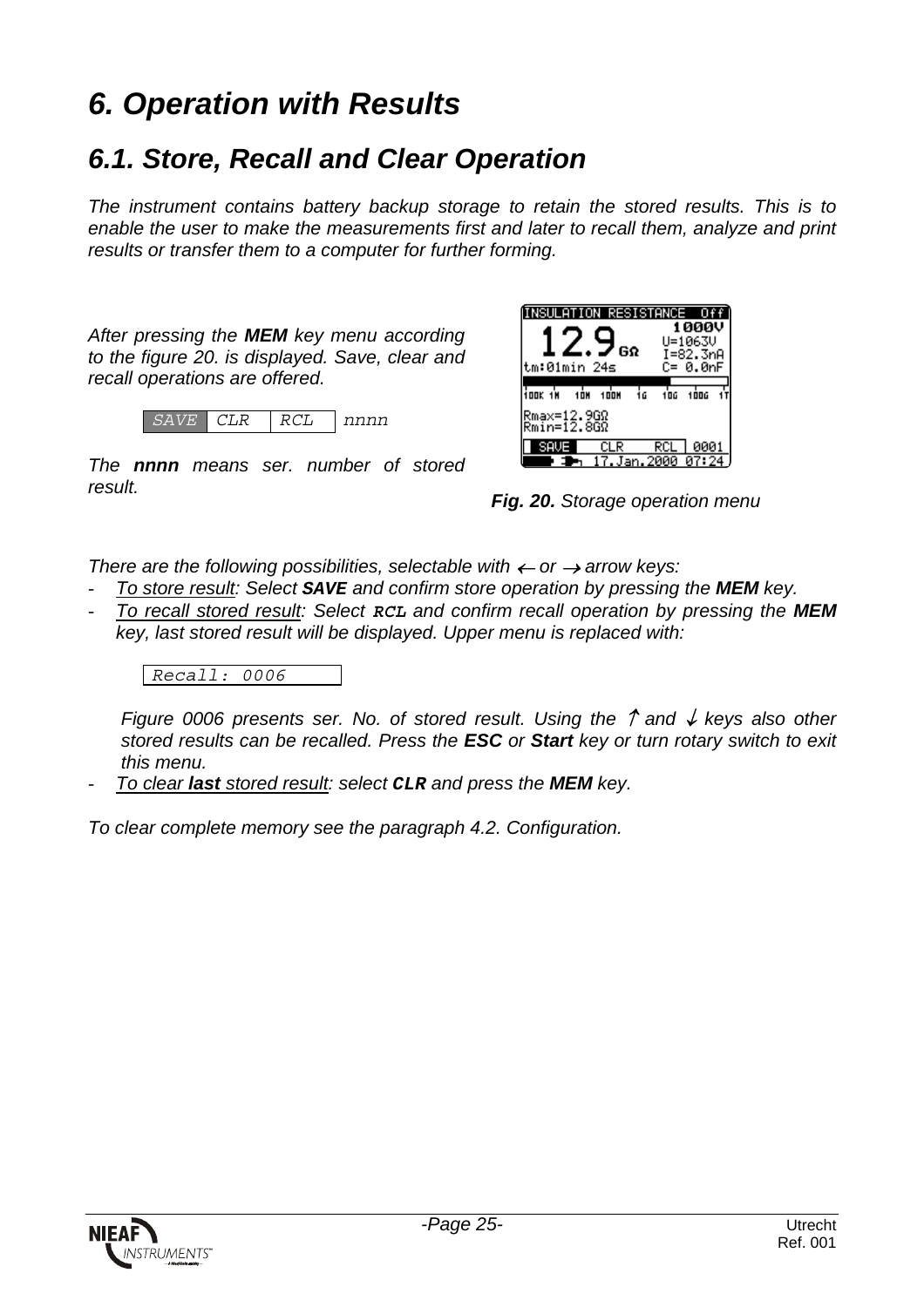# *6. Operation with Results*

## *6.1. Store, Recall and Clear Operation*

*The instrument contains battery backup storage to retain the stored results. This is to enable the user to make the measurements first and later to recall them, analyze and print results or transfer them to a computer for further forming.*

*After pressing the **MEM** key menu according to the figure 20. is displayed. Save, clear and recall operations are offered.*

| *SAVE* | *CLR* | *RCL* | *nnnn* |
|---|---|---|---|

*The **nnnn** means ser. number of stored result.*

***Fig. 20.** Storage operation menu*

*There are the following possibilities, selectable with ← or → arrow keys:*

- *To store result: Select **SAVE** and confirm store operation by pressing the **MEM** key.*
- *To recall stored result: Select **RCL** and confirm recall operation by pressing the **MEM** key, last stored result will be displayed. Upper menu is replaced with:*

  ```
  Recall: 0006
  ```

  *Figure 0006 presents ser. No. of stored result. Using the ↑ and ↓ keys also other stored results can be recalled. Press the **ESC** or **Start** key or turn rotary switch to exit this menu.*
- *To clear **last** stored result: select **CLR** and press the **MEM** key.*

*To clear complete memory see the paragraph 4.2. Configuration.*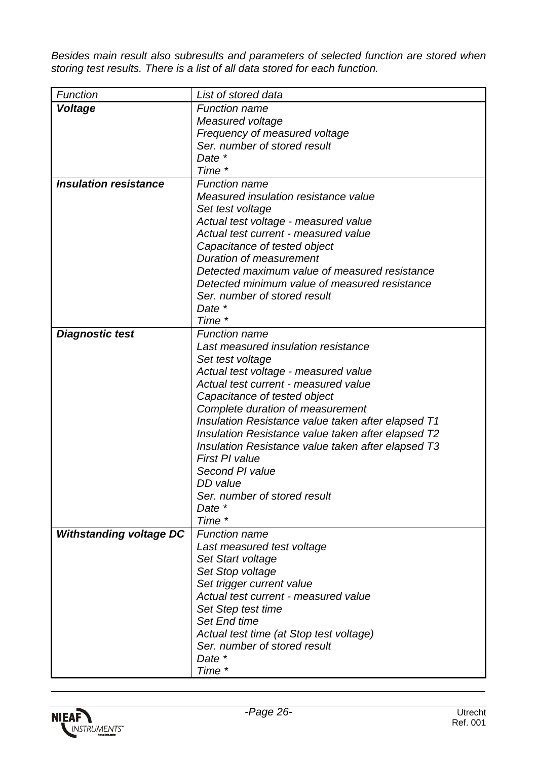*Besides main result also subresults and parameters of selected function are stored when storing test results. There is a list of all data stored for each function.*

| *Function* | *List of stored data* |
|---|---|
| ***Voltage*** | *Function name*<br>*Measured voltage*<br>*Frequency of measured voltage*<br>*Ser. number of stored result*<br>*Date **<br>*Time ** |
| ***Insulation resistance*** | *Function name*<br>*Measured insulation resistance value*<br>*Set test voltage*<br>*Actual test voltage - measured value*<br>*Actual test current - measured value*<br>*Capacitance of tested object*<br>*Duration of measurement*<br>*Detected maximum value of measured resistance*<br>*Detected minimum value of measured resistance*<br>*Ser. number of stored result*<br>*Date **<br>*Time ** |
| ***Diagnostic test*** | *Function name*<br>*Last measured insulation resistance*<br>*Set test voltage*<br>*Actual test voltage - measured value*<br>*Actual test current - measured value*<br>*Capacitance of tested object*<br>*Complete duration of measurement*<br>*Insulation Resistance value taken after elapsed T1*<br>*Insulation Resistance value taken after elapsed T2*<br>*Insulation Resistance value taken after elapsed T3*<br>*First PI value*<br>*Second PI value*<br>*DD value*<br>*Ser. number of stored result*<br>*Date **<br>*Time ** |
| ***Withstanding voltage DC*** | *Function name*<br>*Last measured test voltage*<br>*Set Start voltage*<br>*Set Stop voltage*<br>*Set trigger current value*<br>*Actual test current - measured value*<br>*Set Step test time*<br>*Set End time*<br>*Actual test time (at Stop test voltage)*<br>*Ser. number of stored result*<br>*Date **<br>*Time ** |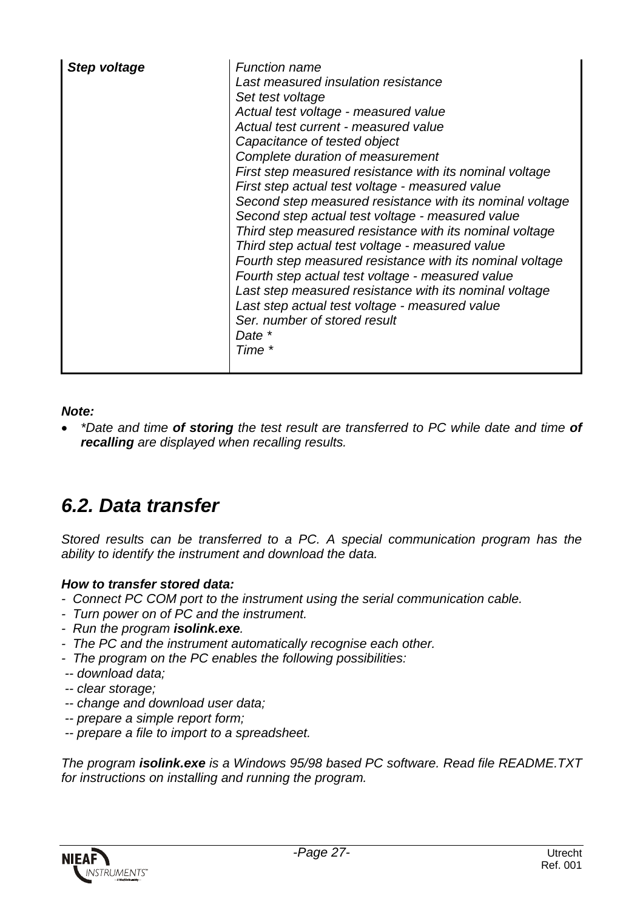| *Step voltage* | *Function name*<br>*Last measured insulation resistance*<br>*Set test voltage*<br>*Actual test voltage - measured value*<br>*Actual test current - measured value*<br>*Capacitance of tested object*<br>*Complete duration of measurement*<br>*First step measured resistance with its nominal voltage*<br>*First step actual test voltage - measured value*<br>*Second step measured resistance with its nominal voltage*<br>*Second step actual test voltage - measured value*<br>*Third step measured resistance with its nominal voltage*<br>*Third step actual test voltage - measured value*<br>*Fourth step measured resistance with its nominal voltage*<br>*Fourth step actual test voltage - measured value*<br>*Last step measured resistance with its nominal voltage*<br>*Last step actual test voltage - measured value*<br>*Ser. number of stored result*<br>*Date **<br>*Time ** |
|---|---|

***Note:***

- *\*Date and time **of storing** the test result are transferred to PC while date and time **of recalling** are displayed when recalling results.*

## *6.2. Data transfer*

*Stored results can be transferred to a PC. A special communication program has the ability to identify the instrument and download the data.*

***How to transfer stored data:***

- *Connect PC COM port to the instrument using the serial communication cable.*
- *Turn power on of PC and the instrument.*
- *Run the program **isolink.exe**.*
- *The PC and the instrument automatically recognise each other.*
- *The program on the PC enables the following possibilities:*
  - *download data;*
  - *clear storage;*
  - *change and download user data;*
  - *prepare a simple report form;*
  - *prepare a file to import to a spreadsheet.*

*The program **isolink.exe** is a Windows 95/98 based PC software. Read file README.TXT for instructions on installing and running the program.*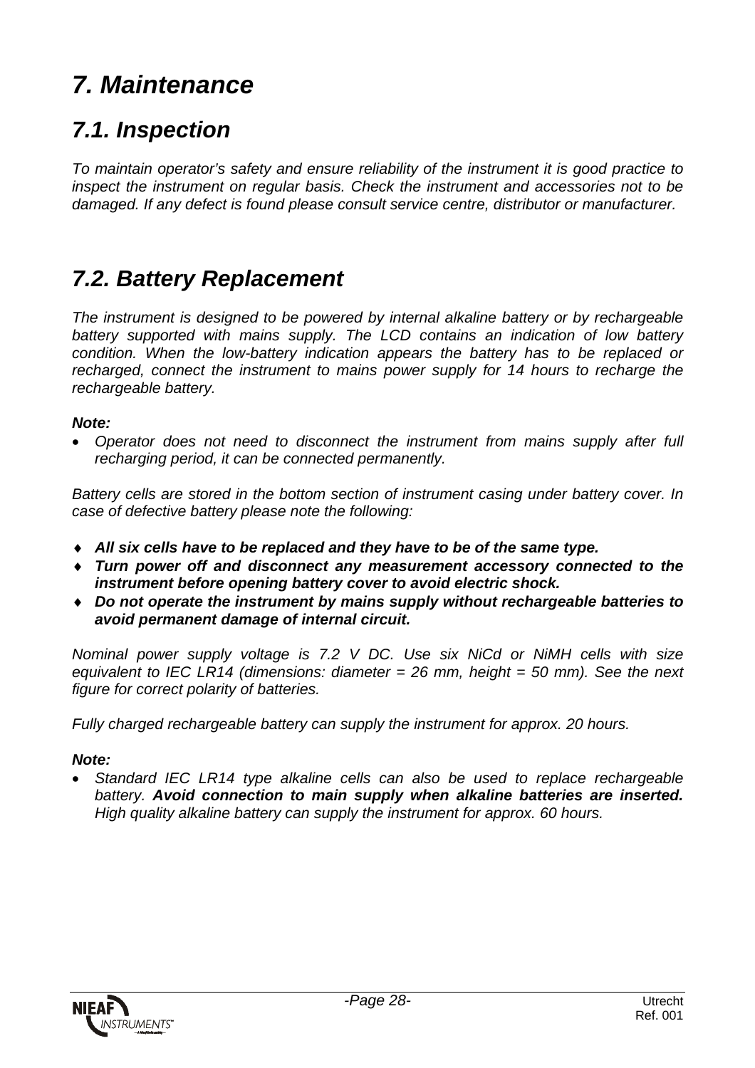# *7. Maintenance*

## *7.1. Inspection*

*To maintain operator's safety and ensure reliability of the instrument it is good practice to inspect the instrument on regular basis. Check the instrument and accessories not to be damaged. If any defect is found please consult service centre, distributor or manufacturer.*

## *7.2. Battery Replacement*

*The instrument is designed to be powered by internal alkaline battery or by rechargeable battery supported with mains supply. The LCD contains an indication of low battery condition. When the low-battery indication appears the battery has to be replaced or recharged, connect the instrument to mains power supply for 14 hours to recharge the rechargeable battery.*

***Note:***

- *Operator does not need to disconnect the instrument from mains supply after full recharging period, it can be connected permanently.*

*Battery cells are stored in the bottom section of instrument casing under battery cover. In case of defective battery please note the following:*

- ***All six cells have to be replaced and they have to be of the same type.***
- ***Turn power off and disconnect any measurement accessory connected to the instrument before opening battery cover to avoid electric shock.***
- ***Do not operate the instrument by mains supply without rechargeable batteries to avoid permanent damage of internal circuit.***

*Nominal power supply voltage is 7.2 V DC. Use six NiCd or NiMH cells with size equivalent to IEC LR14 (dimensions: diameter = 26 mm, height = 50 mm). See the next figure for correct polarity of batteries.*

*Fully charged rechargeable battery can supply the instrument for approx. 20 hours.*

***Note:***

- *Standard IEC LR14 type alkaline cells can also be used to replace rechargeable battery.* ***Avoid connection to main supply when alkaline batteries are inserted.*** *High quality alkaline battery can supply the instrument for approx. 60 hours.*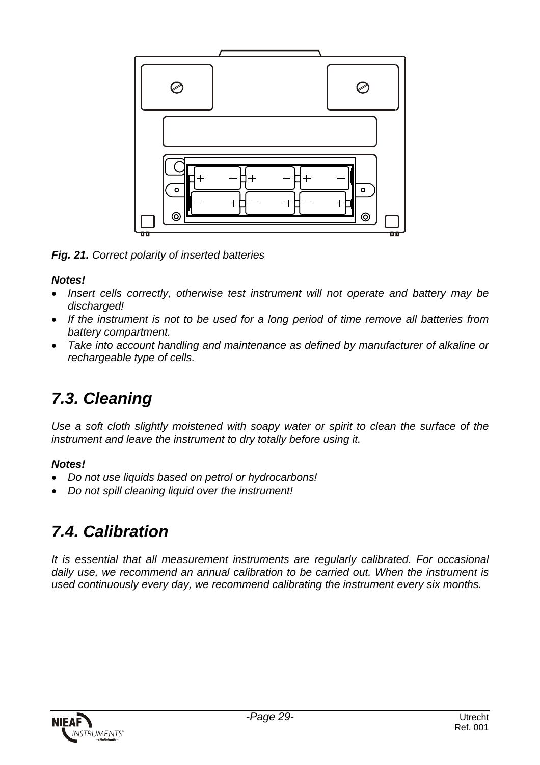*__Fig. 21.__ Correct polarity of inserted batteries*

***Notes!***

- *Insert cells correctly, otherwise test instrument will not operate and battery may be discharged!*
- *If the instrument is not to be used for a long period of time remove all batteries from battery compartment.*
- *Take into account handling and maintenance as defined by manufacturer of alkaline or rechargeable type of cells.*

## *7.3. Cleaning*

*Use a soft cloth slightly moistened with soapy water or spirit to clean the surface of the instrument and leave the instrument to dry totally before using it.*

***Notes!***

- *Do not use liquids based on petrol or hydrocarbons!*
- *Do not spill cleaning liquid over the instrument!*

## *7.4. Calibration*

*It is essential that all measurement instruments are regularly calibrated. For occasional daily use, we recommend an annual calibration to be carried out. When the instrument is used continuously every day, we recommend calibrating the instrument every six months.*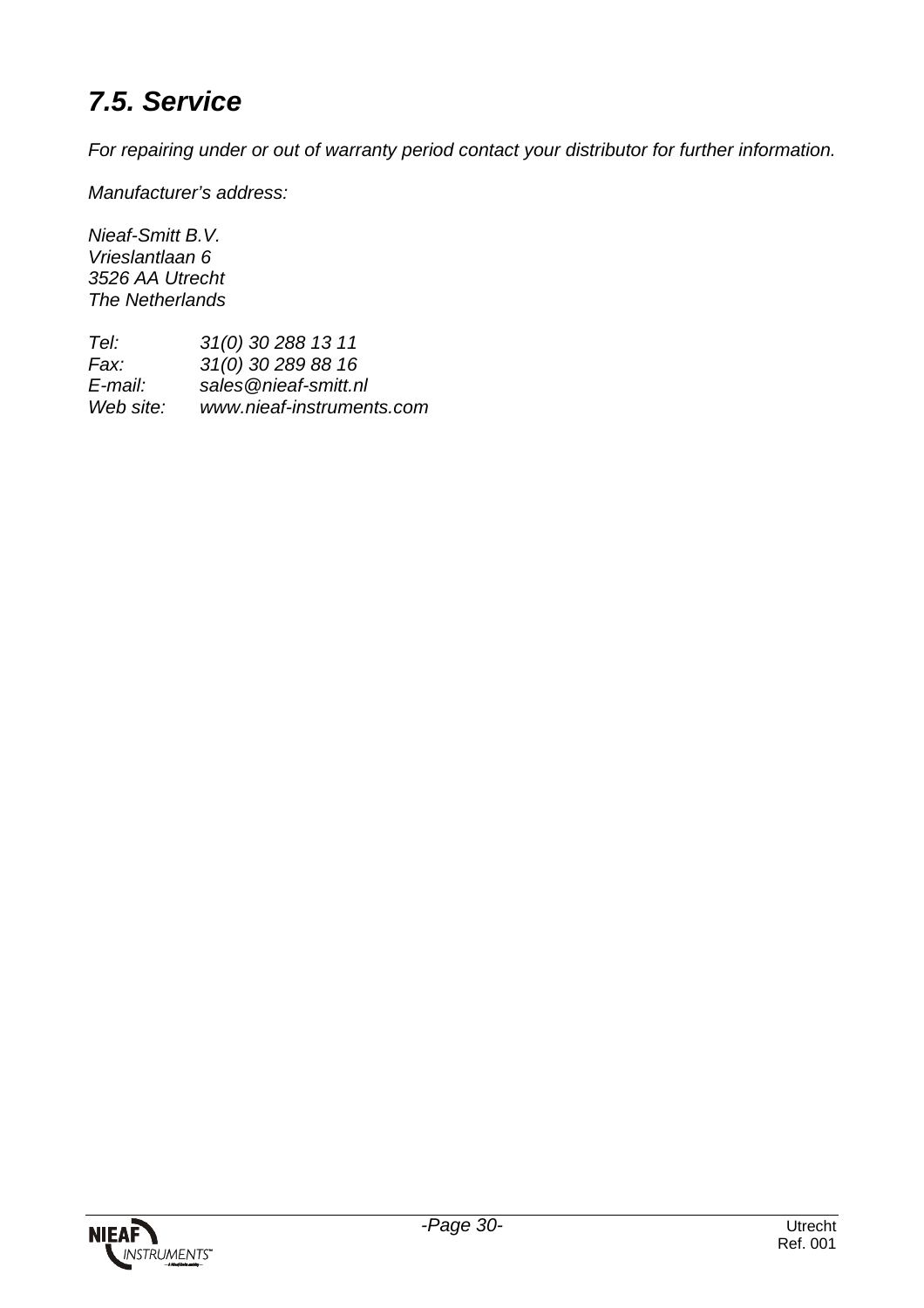## *7.5. Service*

*For repairing under or out of warranty period contact your distributor for further information.*

*Manufacturer's address:*

*Nieaf-Smitt B.V.*
*Vrieslantlaan 6*
*3526 AA Utrecht*
*The Netherlands*

| | |
|---|---|
| *Tel:* | *31(0) 30 288 13 11* |
| *Fax:* | *31(0) 30 289 88 16* |
| *E-mail:* | *sales@nieaf-smitt.nl* |
| *Web site:* | *www.nieaf-instruments.com* |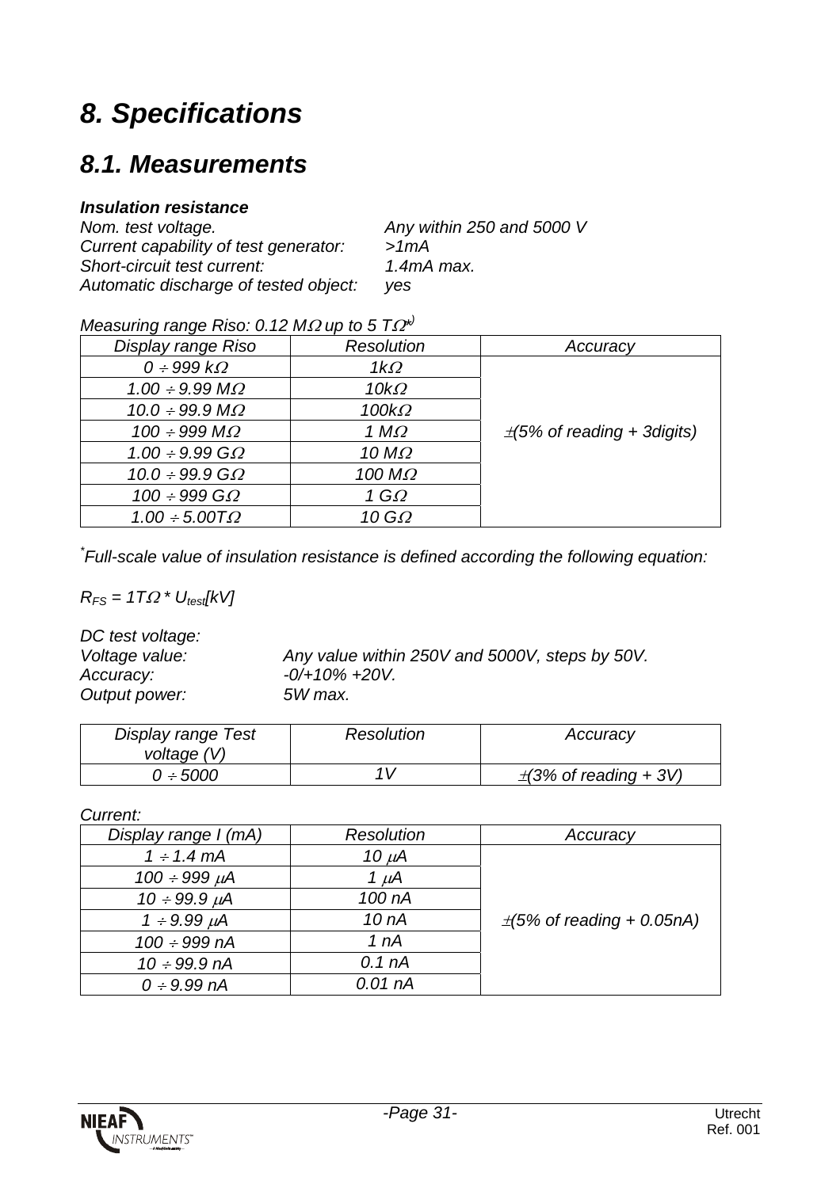# 8. Specifications

## 8.1. Measurements

***Insulation resistance***

*Nom. test voltage.* *Any within 250 and 5000 V*
*Current capability of test generator:* *>1mA*
*Short-circuit test current:* *1.4mA max.*
*Automatic discharge of tested object:* *yes*

*Measuring range Riso: 0.12 MΩ up to 5 TΩ**)

| Display range Riso | Resolution | Accuracy |
|---|---|---|
| 0 ÷ 999 kΩ | 1kΩ | ±(5% of reading + 3digits) |
| 1.00 ÷ 9.99 MΩ | 10kΩ | |
| 10.0 ÷ 99.9 MΩ | 100kΩ | |
| 100 ÷ 999 MΩ | 1 MΩ | |
| 1.00 ÷ 9.99 GΩ | 10 MΩ | |
| 10.0 ÷ 99.9 GΩ | 100 MΩ | |
| 100 ÷ 999 GΩ | 1 GΩ | |
| 1.00 ÷ 5.00TΩ | 10 GΩ | |

[*]*Full-scale value of insulation resistance is defined according the following equation:*

$R_{FS} = 1T\Omega * U_{test}[kV]$

*DC test voltage:*
*Voltage value:* *Any value within 250V and 5000V, steps by 50V.*
*Accuracy:* *-0/+10% +20V.*
*Output power:* *5W max.*

| Display range Test voltage (V) | Resolution | Accuracy |
|---|---|---|
| 0 ÷ 5000 | 1V | ±(3% of reading + 3V) |

*Current:*

| Display range I (mA) | Resolution | Accuracy |
|---|---|---|
| 1 ÷ 1.4 mA | 10 μA | ±(5% of reading + 0.05nA) |
| 100 ÷ 999 μA | 1 μA | |
| 10 ÷ 99.9 μA | 100 nA | |
| 1 ÷ 9.99 μA | 10 nA | |
| 100 ÷ 999 nA | 1 nA | |
| 10 ÷ 99.9 nA | 0.1 nA | |
| 0 ÷ 9.99 nA | 0.01 nA | |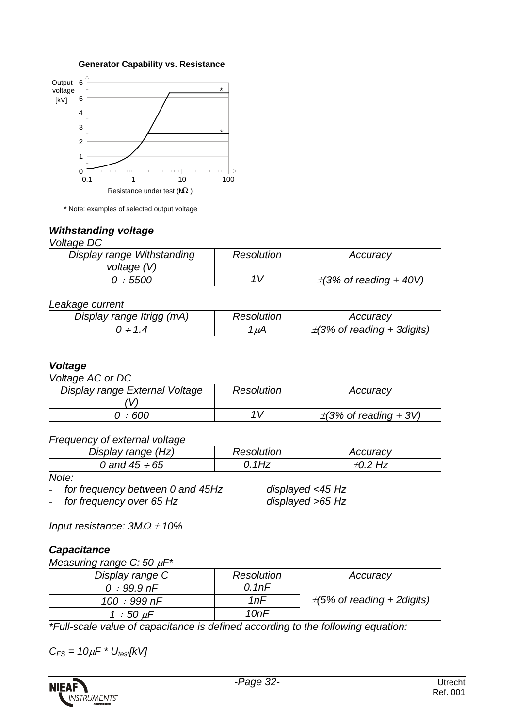**Generator Capability vs. Resistance**

Output voltage [kV]

Resistance under test (MΩ)

\* Note: examples of selected output voltage

### *Withstanding voltage*

*Voltage DC*

| *Display range Withstanding voltage (V)* | *Resolution* | *Accuracy* |
|---|---|---|
| *0 ÷ 5500* | *1V* | *±(3% of reading + 40V)* |

*Leakage current*

| *Display range Itrigg (mA)* | *Resolution* | *Accuracy* |
|---|---|---|
| *0 ÷ 1.4* | *1μA* | *±(3% of reading + 3digits)* |

### *Voltage*

*Voltage AC or DC*

| *Display range External Voltage (V)* | *Resolution* | *Accuracy* |
|---|---|---|
| *0 ÷ 600* | *1V* | *±(3% of reading + 3V)* |

*Frequency of external voltage*

| *Display range (Hz)* | *Resolution* | *Accuracy* |
|---|---|---|
| *0 and 45 ÷ 65* | *0.1Hz* | *±0.2 Hz* |

*Note:*

- *for frequency between 0 and 45Hz displayed <45 Hz*
- *for frequency over 65 Hz displayed >65 Hz*

*Input resistance: 3MΩ ± 10%*

### *Capacitance*

*Measuring range C: 50 μF\**

| *Display range C* | *Resolution* | *Accuracy* |
|---|---|---|
| *0 ÷ 99.9 nF* | *0.1nF* | *±(5% of reading + 2digits)* |
| *100 ÷ 999 nF* | *1nF* | |
| *1 ÷ 50 μF* | *10nF* | |

*\*Full-scale value of capacitance is defined according to the following equation:*

$C_{FS} = 10\mu F * U_{test}[kV]$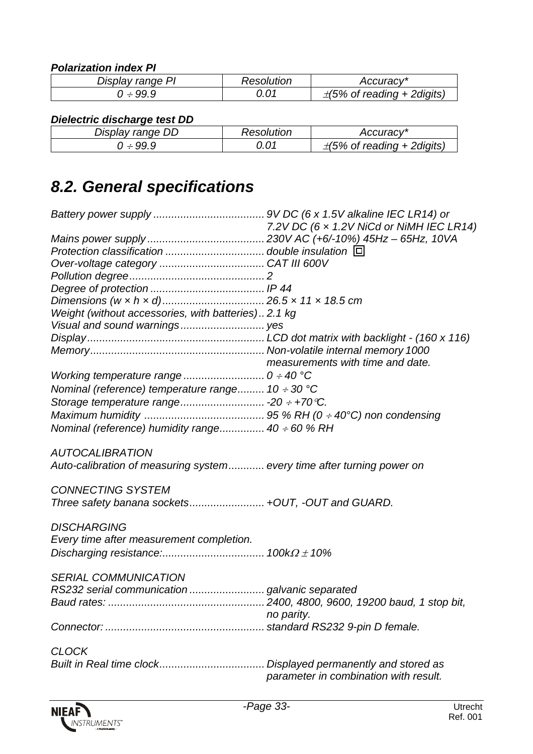***Polarization index PI***

| *Display range PI* | *Resolution* | *Accuracy\** |
|---|---|---|
| *0 ÷ 99.9* | *0.01* | *±(5% of reading + 2digits)* |

***Dielectric discharge test DD***

| *Display range DD* | *Resolution* | *Accuracy\** |
|---|---|---|
| *0 ÷ 99.9* | *0.01* | *±(5% of reading + 2digits)* |

## *8.2. General specifications*

*Battery power supply ..................................... 9V DC (6 x 1.5V alkaline IEC LR14) or 7.2V DC (6 × 1.2V NiCd or NiMH IEC LR14)*
*Mains power supply ....................................... 230V AC (+6/-10%) 45Hz – 65Hz, 10VA*
*Protection classification ................................. double insulation* ◻
*Over-voltage category ................................... CAT III 600V*
*Pollution degree............................................. 2*
*Degree of protection ...................................... IP 44*
*Dimensions (w × h × d).................................. 26.5 × 11 × 18.5 cm*
*Weight (without accessories, with batteries).. 2.1 kg*
*Visual and sound warnings............................ yes*
*Display........................................................... LCD dot matrix with backlight - (160 x 116)*
*Memory.......................................................... Non-volatile internal memory 1000 measurements with time and date.*
*Working temperature range ........................... 0 ÷ 40 °C*
*Nominal (reference) temperature range......... 10 ÷ 30 °C*
*Storage temperature range............................ -20 ÷ +70°C.*
*Maximum humidity ........................................ 95 % RH (0 ÷ 40°C) non condensing*
*Nominal (reference) humidity range............... 40 ÷ 60 % RH*

*AUTOCALIBRATION*
*Auto-calibration of measuring system............ every time after turning power on*

*CONNECTING SYSTEM*
*Three safety banana sockets......................... +OUT, -OUT and GUARD.*

*DISCHARGING*
*Every time after measurement completion.*
*Discharging resistance:.................................. 100kΩ ± 10%*

*SERIAL COMMUNICATION*
*RS232 serial communication ......................... galvanic separated*
*Baud rates: .................................................... 2400, 4800, 9600, 19200 baud, 1 stop bit, no parity.*
*Connector: ..................................................... standard RS232 9-pin D female.*

*CLOCK*
*Built in Real time clock................................... Displayed permanently and stored as parameter in combination with result.*